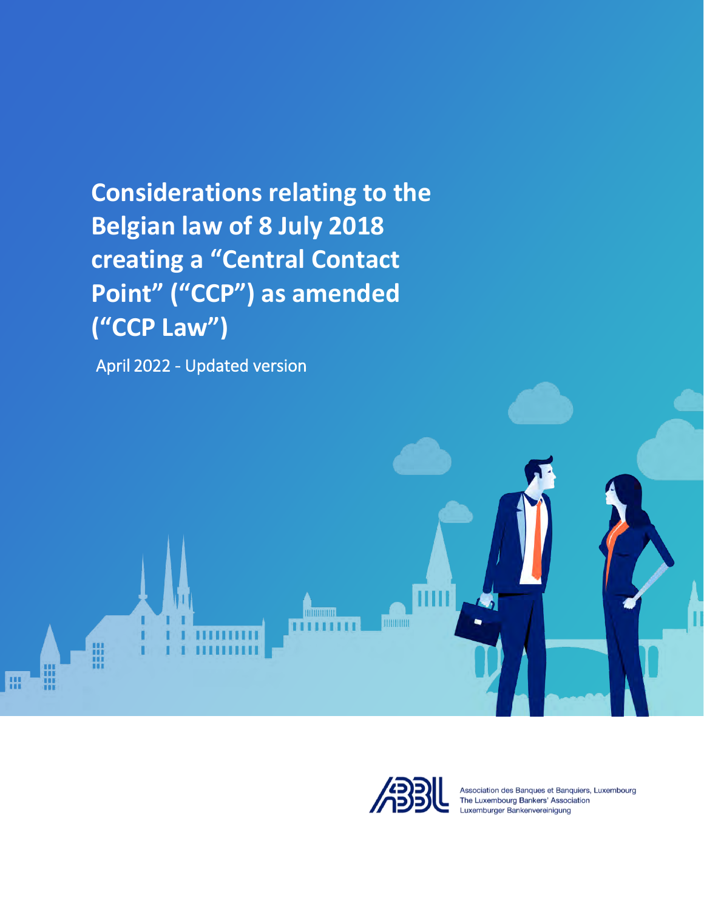# Considerations relating to the Belgian law of 8 July 2018 creating a "Central Contact Point" ("CCP") as amended ("CCP Law")

April 2022 - Updated version

Association des Banques et Banquiers, Luxembourg
The Luxembourg Bankers' Association
Luxemburger Bankenvereinigung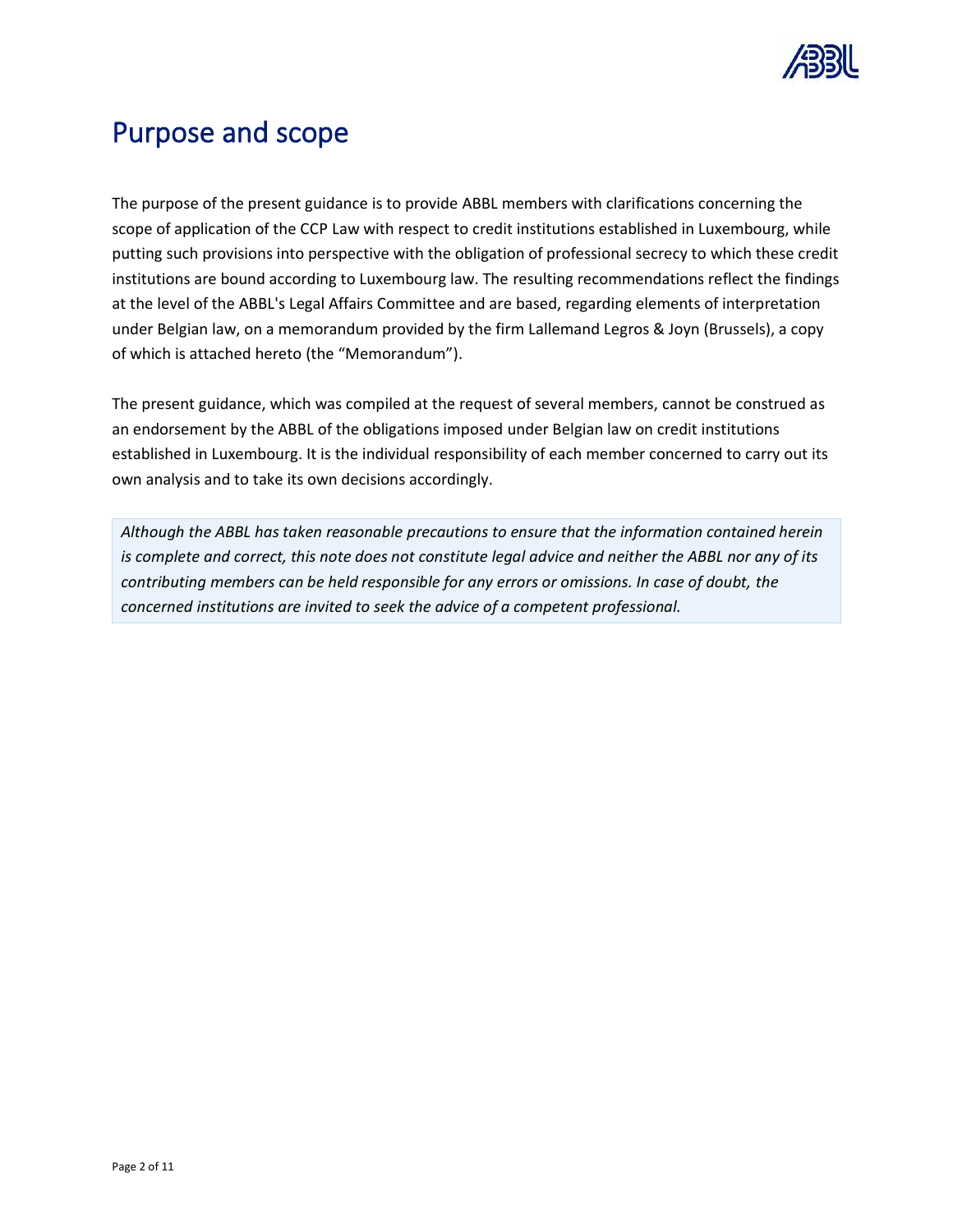# Purpose and scope

The purpose of the present guidance is to provide ABBL members with clarifications concerning the scope of application of the CCP Law with respect to credit institutions established in Luxembourg, while putting such provisions into perspective with the obligation of professional secrecy to which these credit institutions are bound according to Luxembourg law. The resulting recommendations reflect the findings at the level of the ABBL's Legal Affairs Committee and are based, regarding elements of interpretation under Belgian law, on a memorandum provided by the firm Lallemand Legros & Joyn (Brussels), a copy of which is attached hereto (the "Memorandum").

The present guidance, which was compiled at the request of several members, cannot be construed as an endorsement by the ABBL of the obligations imposed under Belgian law on credit institutions established in Luxembourg. It is the individual responsibility of each member concerned to carry out its own analysis and to take its own decisions accordingly.

*Although the ABBL has taken reasonable precautions to ensure that the information contained herein is complete and correct, this note does not constitute legal advice and neither the ABBL nor any of its contributing members can be held responsible for any errors or omissions. In case of doubt, the concerned institutions are invited to seek the advice of a competent professional.*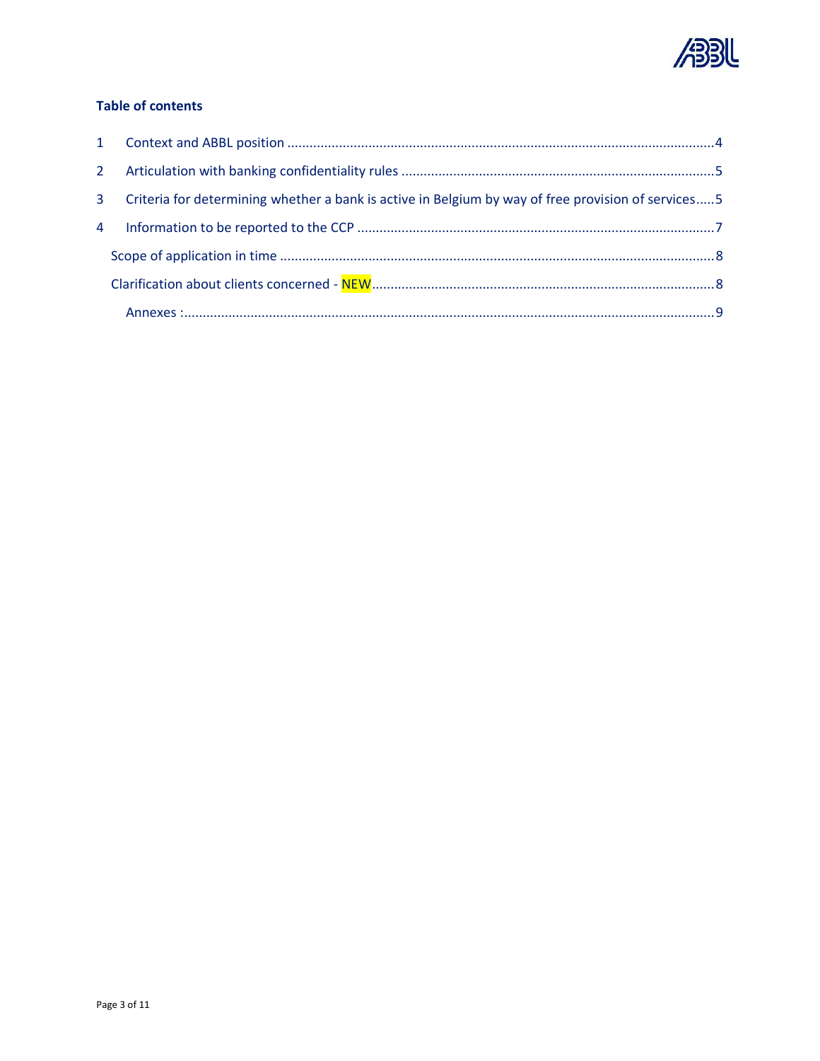**Table of contents**

1 Context and ABBL position ....................................................................................................................4

2 Articulation with banking confidentiality rules .....................................................................................5

3 Criteria for determining whether a bank is active in Belgium by way of free provision of services.....5

4 Information to be reported to the CCP ................................................................................................7

Scope of application in time .....................................................................................................................8

Clarification about clients concerned - NEW............................................................................................8

Annexes :...............................................................................................................................................9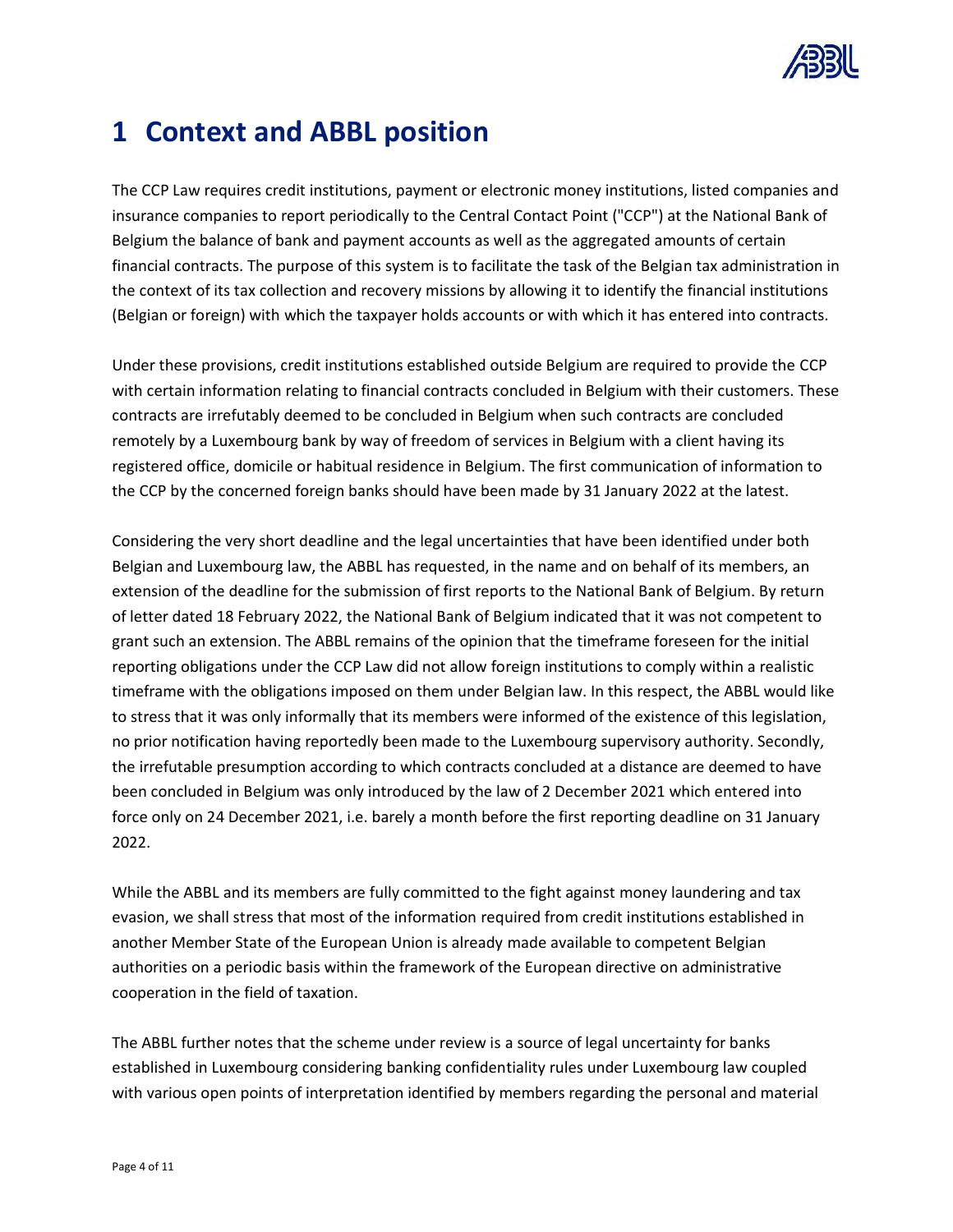# 1 Context and ABBL position

The CCP Law requires credit institutions, payment or electronic money institutions, listed companies and insurance companies to report periodically to the Central Contact Point ("CCP") at the National Bank of Belgium the balance of bank and payment accounts as well as the aggregated amounts of certain financial contracts. The purpose of this system is to facilitate the task of the Belgian tax administration in the context of its tax collection and recovery missions by allowing it to identify the financial institutions (Belgian or foreign) with which the taxpayer holds accounts or with which it has entered into contracts.

Under these provisions, credit institutions established outside Belgium are required to provide the CCP with certain information relating to financial contracts concluded in Belgium with their customers. These contracts are irrefutably deemed to be concluded in Belgium when such contracts are concluded remotely by a Luxembourg bank by way of freedom of services in Belgium with a client having its registered office, domicile or habitual residence in Belgium. The first communication of information to the CCP by the concerned foreign banks should have been made by 31 January 2022 at the latest.

Considering the very short deadline and the legal uncertainties that have been identified under both Belgian and Luxembourg law, the ABBL has requested, in the name and on behalf of its members, an extension of the deadline for the submission of first reports to the National Bank of Belgium. By return of letter dated 18 February 2022, the National Bank of Belgium indicated that it was not competent to grant such an extension. The ABBL remains of the opinion that the timeframe foreseen for the initial reporting obligations under the CCP Law did not allow foreign institutions to comply within a realistic timeframe with the obligations imposed on them under Belgian law. In this respect, the ABBL would like to stress that it was only informally that its members were informed of the existence of this legislation, no prior notification having reportedly been made to the Luxembourg supervisory authority. Secondly, the irrefutable presumption according to which contracts concluded at a distance are deemed to have been concluded in Belgium was only introduced by the law of 2 December 2021 which entered into force only on 24 December 2021, i.e. barely a month before the first reporting deadline on 31 January 2022.

While the ABBL and its members are fully committed to the fight against money laundering and tax evasion, we shall stress that most of the information required from credit institutions established in another Member State of the European Union is already made available to competent Belgian authorities on a periodic basis within the framework of the European directive on administrative cooperation in the field of taxation.

The ABBL further notes that the scheme under review is a source of legal uncertainty for banks established in Luxembourg considering banking confidentiality rules under Luxembourg law coupled with various open points of interpretation identified by members regarding the personal and material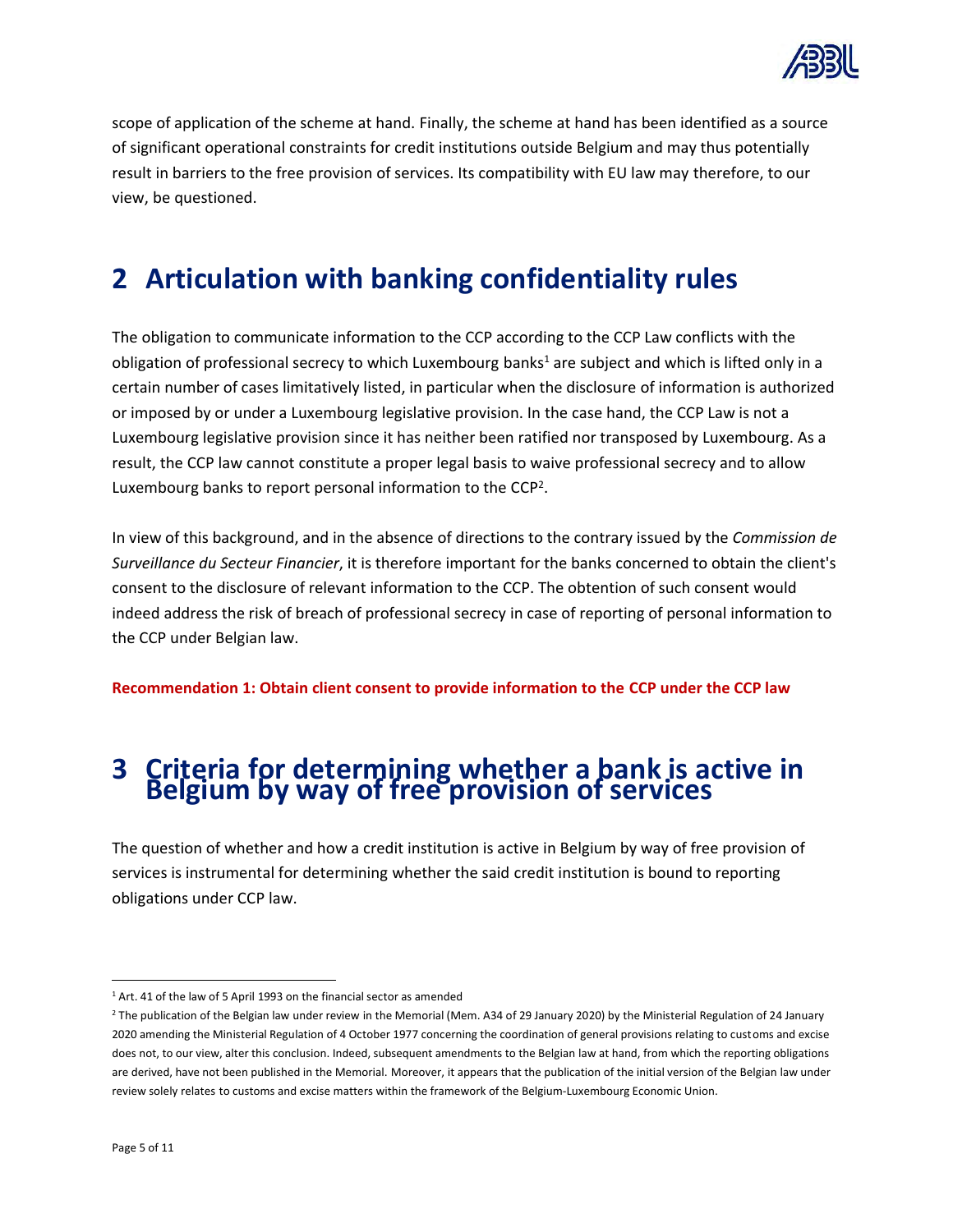scope of application of the scheme at hand. Finally, the scheme at hand has been identified as a source of significant operational constraints for credit institutions outside Belgium and may thus potentially result in barriers to the free provision of services. Its compatibility with EU law may therefore, to our view, be questioned.

# 2 Articulation with banking confidentiality rules

The obligation to communicate information to the CCP according to the CCP Law conflicts with the obligation of professional secrecy to which Luxembourg banks[1] are subject and which is lifted only in a certain number of cases limitatively listed, in particular when the disclosure of information is authorized or imposed by or under a Luxembourg legislative provision. In the case hand, the CCP Law is not a Luxembourg legislative provision since it has neither been ratified nor transposed by Luxembourg. As a result, the CCP law cannot constitute a proper legal basis to waive professional secrecy and to allow Luxembourg banks to report personal information to the CCP[2].

In view of this background, and in the absence of directions to the contrary issued by the *Commission de Surveillance du Secteur Financier*, it is therefore important for the banks concerned to obtain the client's consent to the disclosure of relevant information to the CCP. The obtention of such consent would indeed address the risk of breach of professional secrecy in case of reporting of personal information to the CCP under Belgian law.

**Recommendation 1: Obtain client consent to provide information to the CCP under the CCP law**

# 3 Criteria for determining whether a bank is active in Belgium by way of free provision of services

The question of whether and how a credit institution is active in Belgium by way of free provision of services is instrumental for determining whether the said credit institution is bound to reporting obligations under CCP law.

---

[1] Art. 41 of the law of 5 April 1993 on the financial sector as amended

[2] The publication of the Belgian law under review in the Memorial (Mem. A34 of 29 January 2020) by the Ministerial Regulation of 24 January 2020 amending the Ministerial Regulation of 4 October 1977 concerning the coordination of general provisions relating to customs and excise does not, to our view, alter this conclusion. Indeed, subsequent amendments to the Belgian law at hand, from which the reporting obligations are derived, have not been published in the Memorial. Moreover, it appears that the publication of the initial version of the Belgian law under review solely relates to customs and excise matters within the framework of the Belgium-Luxembourg Economic Union.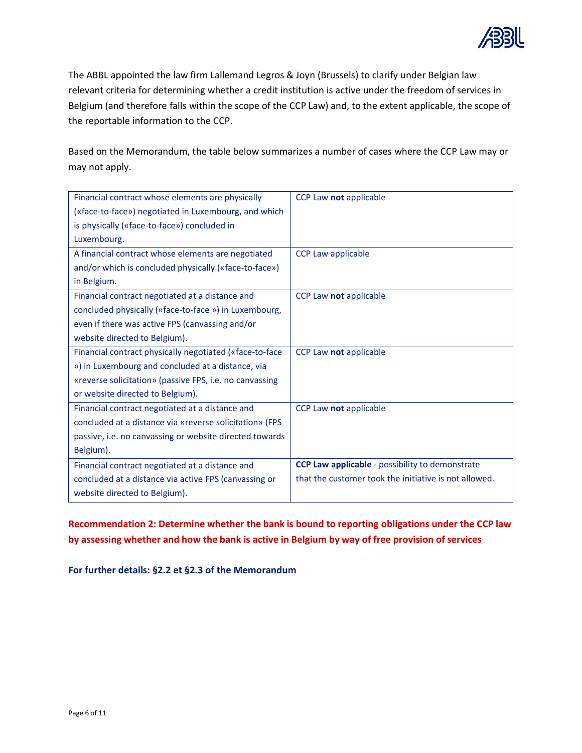The ABBL appointed the law firm Lallemand Legros & Joyn (Brussels) to clarify under Belgian law relevant criteria for determining whether a credit institution is active under the freedom of services in Belgium (and therefore falls within the scope of the CCP Law) and, to the extent applicable, the scope of the reportable information to the CCP.

Based on the Memorandum, the table below summarizes a number of cases where the CCP Law may or may not apply.

| | |
|---|---|
| Financial contract whose elements are physically («face-to-face») negotiated in Luxembourg, and which is physically («face-to-face») concluded in Luxembourg. | CCP Law **not** applicable |
| A financial contract whose elements are negotiated and/or which is concluded physically («face-to-face») in Belgium. | CCP Law applicable |
| Financial contract negotiated at a distance and concluded physically («face-to-face ») in Luxembourg, even if there was active FPS (canvassing and/or website directed to Belgium). | CCP Law **not** applicable |
| Financial contract physically negotiated («face-to-face ») in Luxembourg and concluded at a distance, via «reverse solicitation» (passive FPS, i.e. no canvassing or website directed to Belgium). | CCP Law **not** applicable |
| Financial contract negotiated at a distance and concluded at a distance via «reverse solicitation» (FPS passive, i.e. no canvassing or website directed towards Belgium). | CCP Law **not** applicable |
| Financial contract negotiated at a distance and concluded at a distance via active FPS (canvassing or website directed to Belgium). | **CCP Law applicable** - possibility to demonstrate that the customer took the initiative is not allowed. |

**Recommendation 2: Determine whether the bank is bound to reporting obligations under the CCP law by assessing whether and how the bank is active in Belgium by way of free provision of services**

**For further details: §2.2 et §2.3 of the Memorandum**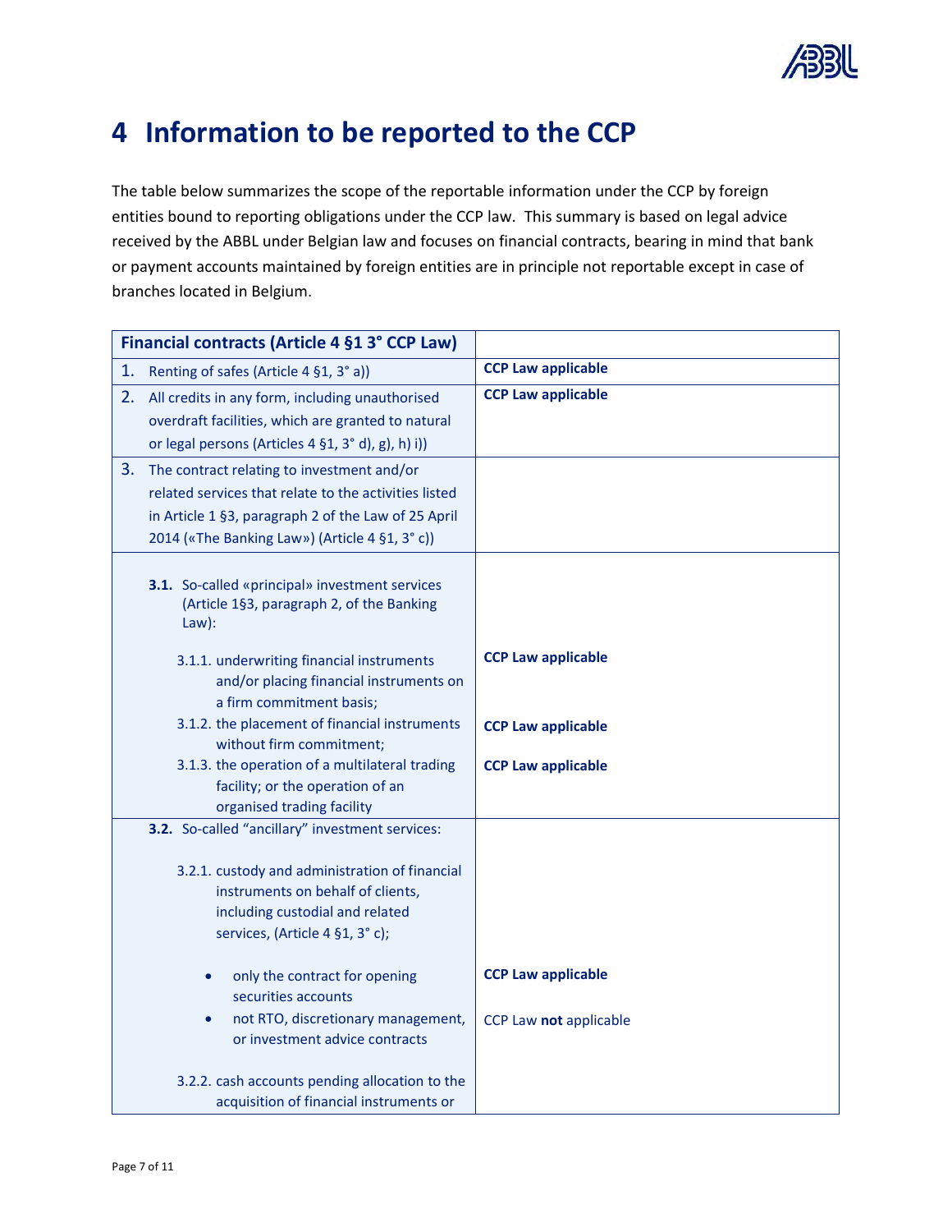# 4 Information to be reported to the CCP

The table below summarizes the scope of the reportable information under the CCP by foreign entities bound to reporting obligations under the CCP law. This summary is based on legal advice received by the ABBL under Belgian law and focuses on financial contracts, bearing in mind that bank or payment accounts maintained by foreign entities are in principle not reportable except in case of branches located in Belgium.

| **Financial contracts (Article 4 §1 3° CCP Law)** | |
|---|---|
| 1. Renting of safes (Article 4 §1, 3° a)) | **CCP Law applicable** |
| 2. All credits in any form, including unauthorised overdraft facilities, which are granted to natural or legal persons (Articles 4 §1, 3° d), g), h) i)) | **CCP Law applicable** |
| 3. The contract relating to investment and/or related services that relate to the activities listed in Article 1 §3, paragraph 2 of the Law of 25 April 2014 («The Banking Law») (Article 4 §1, 3° c)) | |
| **3.1.** So-called «principal» investment services (Article 1§3, paragraph 2, of the Banking Law): | |
| 3.1.1. underwriting financial instruments and/or placing financial instruments on a firm commitment basis; | **CCP Law applicable** |
| 3.1.2. the placement of financial instruments without firm commitment; | **CCP Law applicable** |
| 3.1.3. the operation of a multilateral trading facility; or the operation of an organised trading facility | **CCP Law applicable** |
| **3.2.** So-called "ancillary" investment services: | |
| 3.2.1. custody and administration of financial instruments on behalf of clients, including custodial and related services, (Article 4 §1, 3° c); | |
| • only the contract for opening securities accounts | **CCP Law applicable** |
| • not RTO, discretionary management, or investment advice contracts | CCP Law **not** applicable |
| 3.2.2. cash accounts pending allocation to the acquisition of financial instruments or | |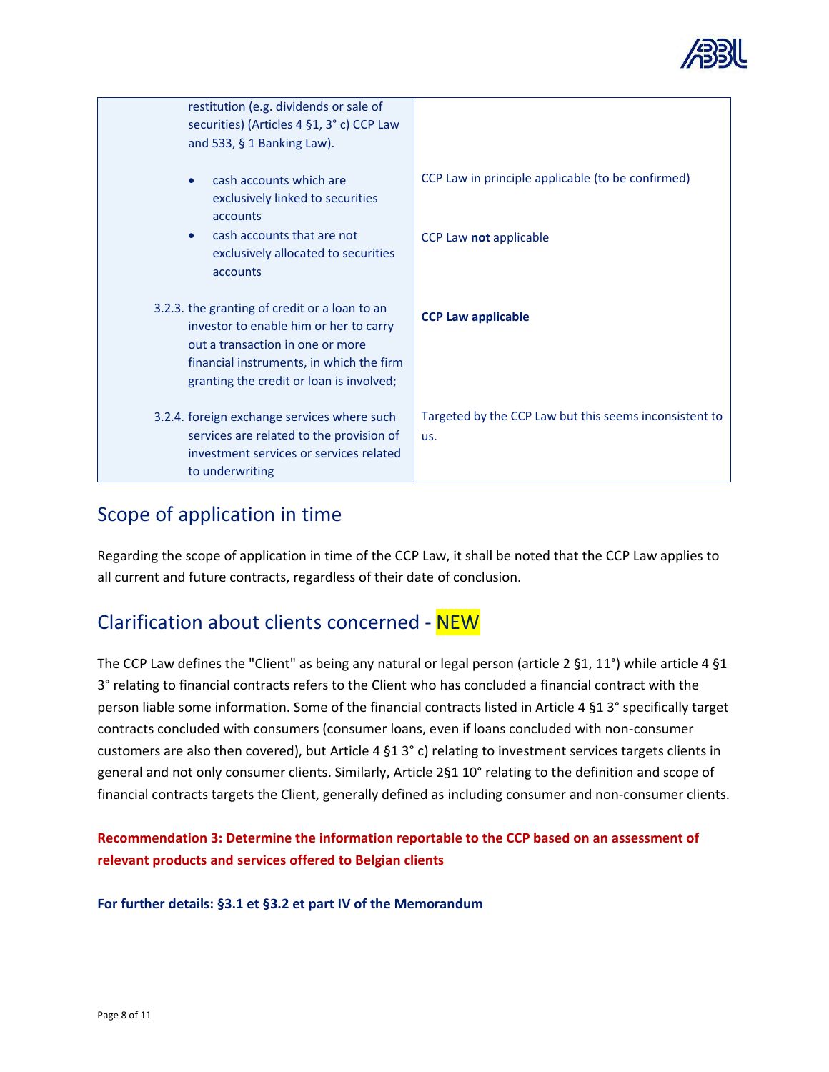| | |
|---|---|
| restitution (e.g. dividends or sale of securities) (Articles 4 §1, 3° c) CCP Law and 533, § 1 Banking Law). | |
| • cash accounts which are exclusively linked to securities accounts | CCP Law in principle applicable (to be confirmed) |
| • cash accounts that are not exclusively allocated to securities accounts | CCP Law **not** applicable |
| 3.2.3. the granting of credit or a loan to an investor to enable him or her to carry out a transaction in one or more financial instruments, in which the firm granting the credit or loan is involved; | **CCP Law applicable** |
| 3.2.4. foreign exchange services where such services are related to the provision of investment services or services related to underwriting | Targeted by the CCP Law but this seems inconsistent to us. |

## Scope of application in time

Regarding the scope of application in time of the CCP Law, it shall be noted that the CCP Law applies to all current and future contracts, regardless of their date of conclusion.

## Clarification about clients concerned - NEW

The CCP Law defines the "Client" as being any natural or legal person (article 2 §1, 11°) while article 4 §1 3° relating to financial contracts refers to the Client who has concluded a financial contract with the person liable some information. Some of the financial contracts listed in Article 4 §1 3° specifically target contracts concluded with consumers (consumer loans, even if loans concluded with non-consumer customers are also then covered), but Article 4 §1 3° c) relating to investment services targets clients in general and not only consumer clients. Similarly, Article 2§1 10° relating to the definition and scope of financial contracts targets the Client, generally defined as including consumer and non-consumer clients.

**Recommendation 3: Determine the information reportable to the CCP based on an assessment of relevant products and services offered to Belgian clients**

**For further details: §3.1 et §3.2 et part IV of the Memorandum**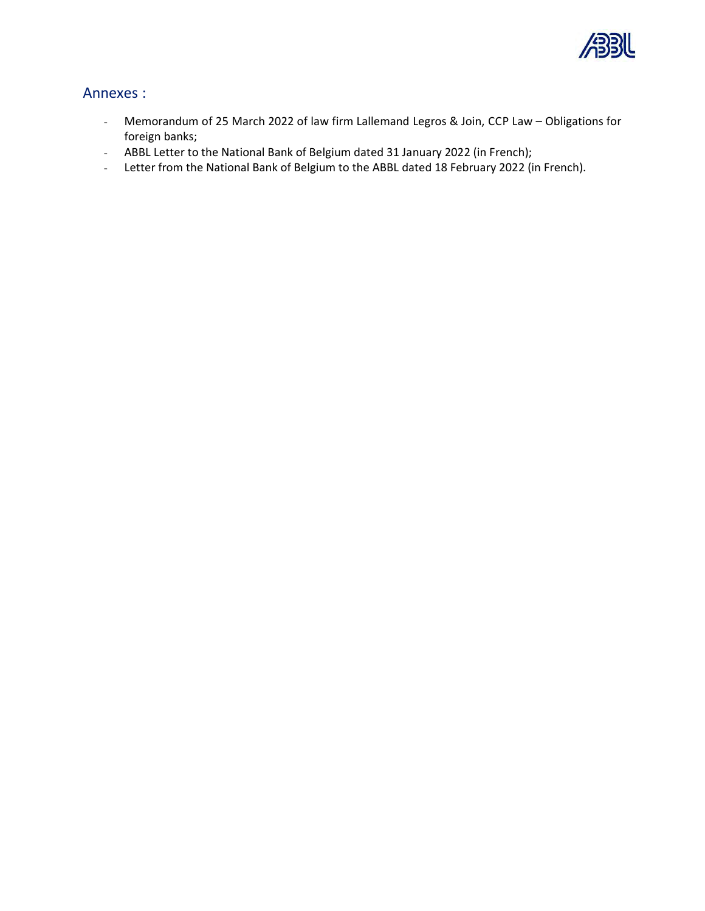## Annexes :

- Memorandum of 25 March 2022 of law firm Lallemand Legros & Join, CCP Law – Obligations for foreign banks;
- ABBL Letter to the National Bank of Belgium dated 31 January 2022 (in French);
- Letter from the National Bank of Belgium to the ABBL dated 18 February 2022 (in French).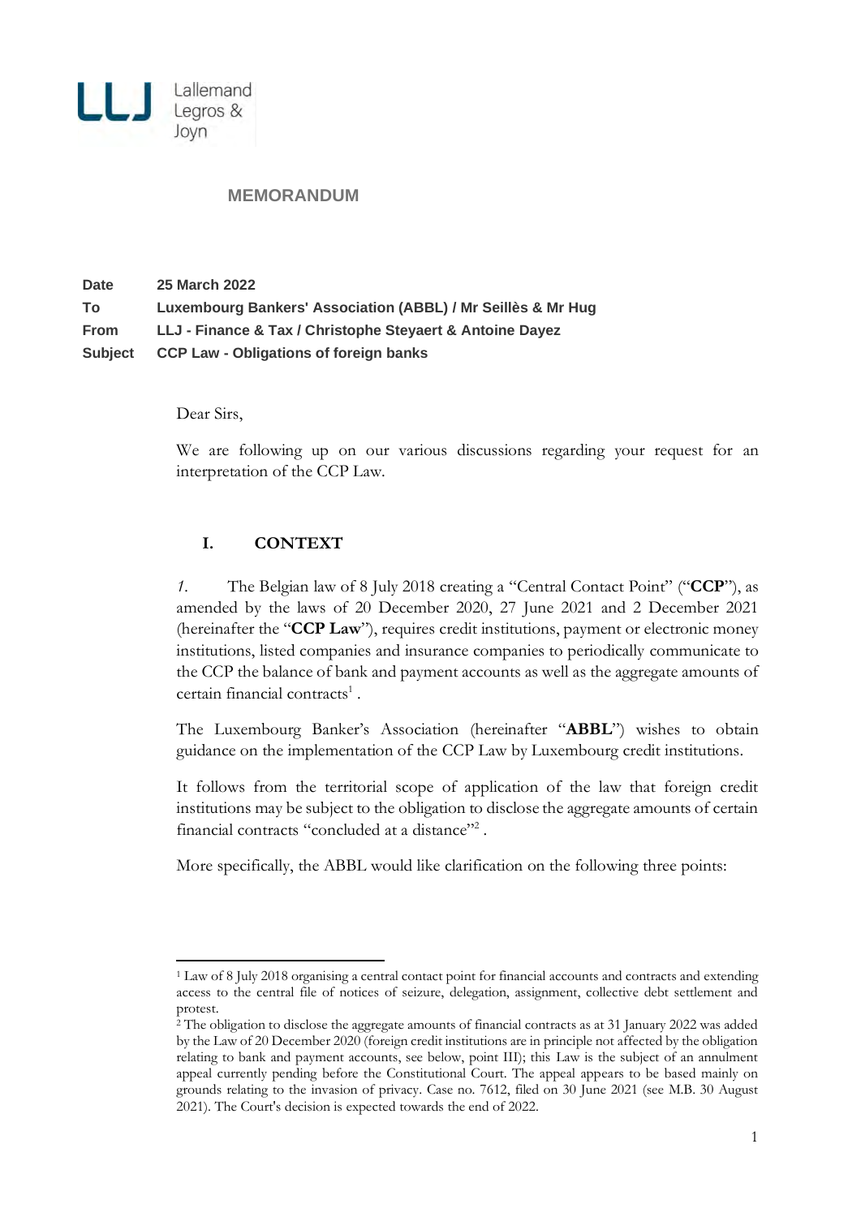Lallemand Legros & Joyn

**MEMORANDUM**

| | |
|---|---|
| **Date** | **25 March 2022** |
| **To** | **Luxembourg Bankers' Association (ABBL) / Mr Seillès & Mr Hug** |
| **From** | **LLJ - Finance & Tax / Christophe Steyaert & Antoine Dayez** |
| **Subject** | **CCP Law - Obligations of foreign banks** |

Dear Sirs,

We are following up on our various discussions regarding your request for an interpretation of the CCP Law.

## I. CONTEXT

*1.* The Belgian law of 8 July 2018 creating a "Central Contact Point" ("**CCP**"), as amended by the laws of 20 December 2020, 27 June 2021 and 2 December 2021 (hereinafter the "**CCP Law**"), requires credit institutions, payment or electronic money institutions, listed companies and insurance companies to periodically communicate to the CCP the balance of bank and payment accounts as well as the aggregate amounts of certain financial contracts[1] .

The Luxembourg Banker's Association (hereinafter "**ABBL**") wishes to obtain guidance on the implementation of the CCP Law by Luxembourg credit institutions.

It follows from the territorial scope of application of the law that foreign credit institutions may be subject to the obligation to disclose the aggregate amounts of certain financial contracts "concluded at a distance"[2] .

More specifically, the ABBL would like clarification on the following three points:

---

[1] Law of 8 July 2018 organising a central contact point for financial accounts and contracts and extending access to the central file of notices of seizure, delegation, assignment, collective debt settlement and protest.

[2] The obligation to disclose the aggregate amounts of financial contracts as at 31 January 2022 was added by the Law of 20 December 2020 (foreign credit institutions are in principle not affected by the obligation relating to bank and payment accounts, see below, point III); this Law is the subject of an annulment appeal currently pending before the Constitutional Court. The appeal appears to be based mainly on grounds relating to the invasion of privacy. Case no. 7612, filed on 30 June 2021 (see M.B. 30 August 2021). The Court's decision is expected towards the end of 2022.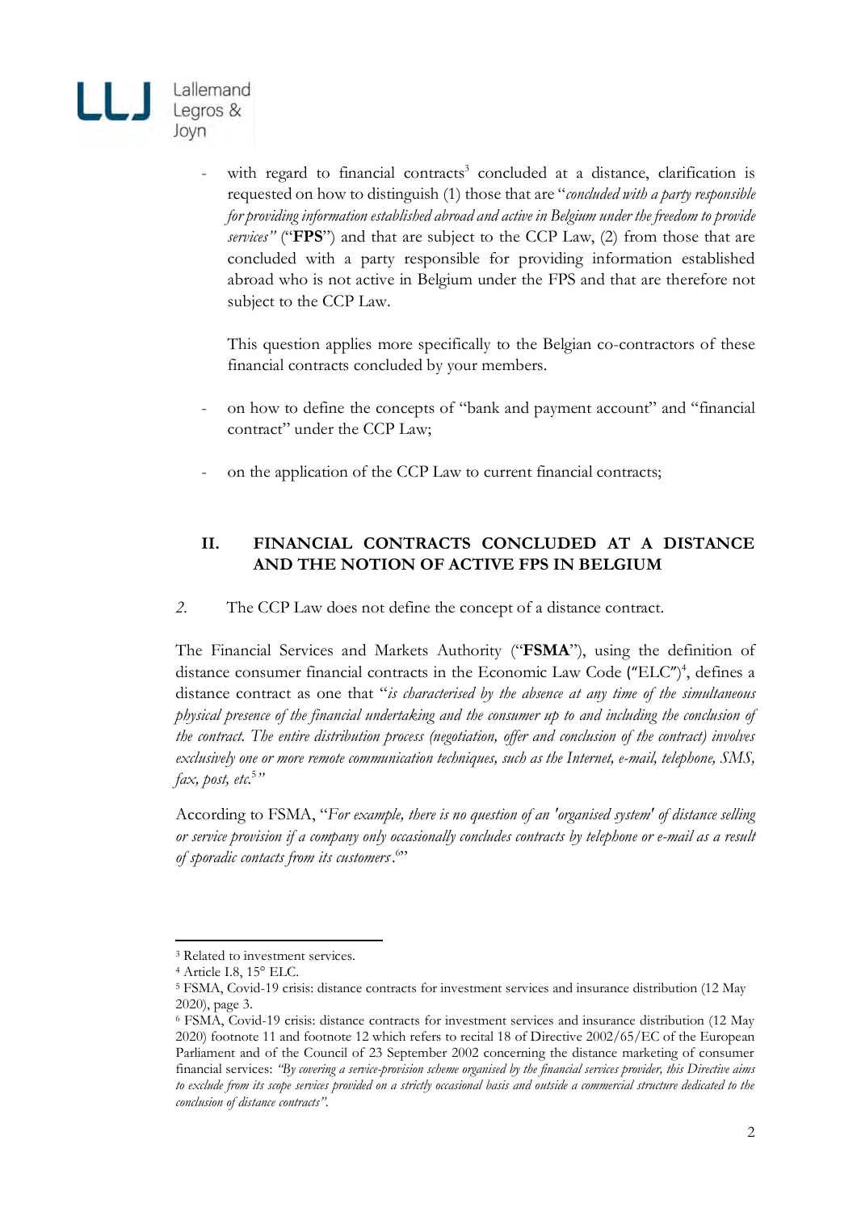- with regard to financial contracts[3] concluded at a distance, clarification is requested on how to distinguish (1) those that are "*concluded with a party responsible for providing information established abroad and active in Belgium under the freedom to provide services*" ("**FPS**") and that are subject to the CCP Law, (2) from those that are concluded with a party responsible for providing information established abroad who is not active in Belgium under the FPS and that are therefore not subject to the CCP Law.

  This question applies more specifically to the Belgian co-contractors of these financial contracts concluded by your members.

- on how to define the concepts of "bank and payment account" and "financial contract" under the CCP Law;

- on the application of the CCP Law to current financial contracts;

## II. FINANCIAL CONTRACTS CONCLUDED AT A DISTANCE AND THE NOTION OF ACTIVE FPS IN BELGIUM

*2.* The CCP Law does not define the concept of a distance contract.

The Financial Services and Markets Authority ("**FSMA**"), using the definition of distance consumer financial contracts in the Economic Law Code ("ELC")[4], defines a distance contract as one that "*is characterised by the absence at any time of the simultaneous physical presence of the financial undertaking and the consumer up to and including the conclusion of the contract. The entire distribution process (negotiation, offer and conclusion of the contract) involves exclusively one or more remote communication techniques, such as the Internet, e-mail, telephone, SMS, fax, post, etc.*[5]"

According to FSMA, "*For example, there is no question of an 'organised system' of distance selling or service provision if a company only occasionally concludes contracts by telephone or e-mail as a result of sporadic contacts from its customers*.[6]"

---

[3] Related to investment services.

[4] Article I.8, 15° ELC.

[5] FSMA, Covid-19 crisis: distance contracts for investment services and insurance distribution (12 May 2020), page 3.

[6] FSMA, Covid-19 crisis: distance contracts for investment services and insurance distribution (12 May 2020) footnote 11 and footnote 12 which refers to recital 18 of Directive 2002/65/EC of the European Parliament and of the Council of 23 September 2002 concerning the distance marketing of consumer financial services: *"By covering a service-provision scheme organised by the financial services provider, this Directive aims to exclude from its scope services provided on a strictly occasional basis and outside a commercial structure dedicated to the conclusion of distance contracts"*.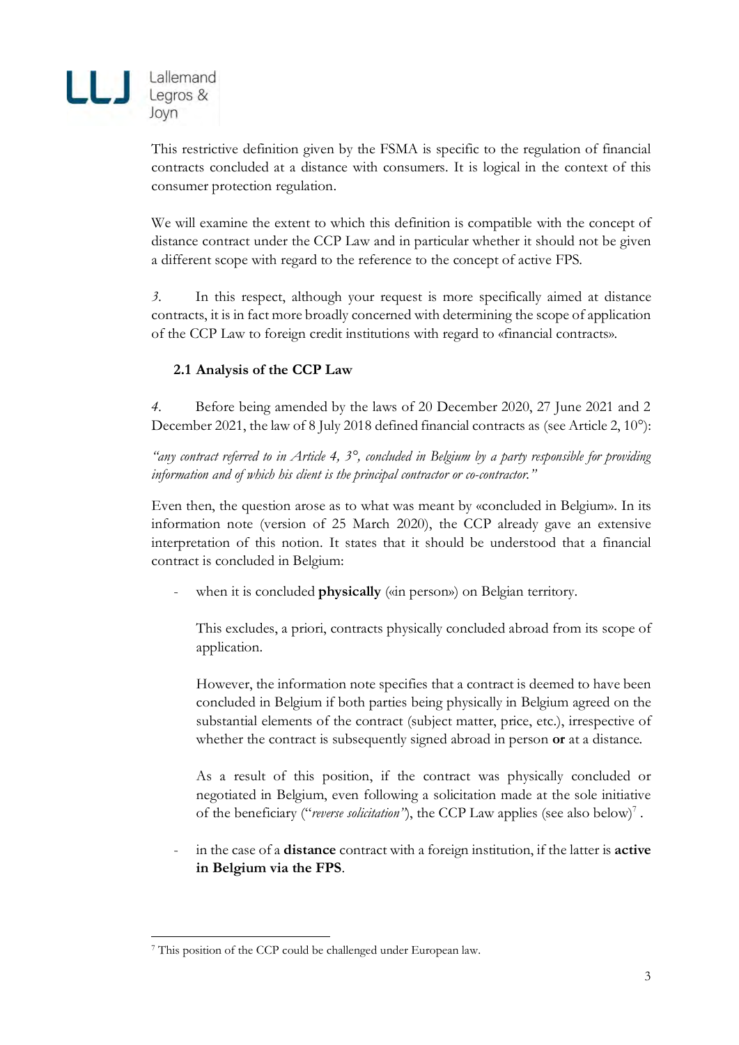This restrictive definition given by the FSMA is specific to the regulation of financial contracts concluded at a distance with consumers. It is logical in the context of this consumer protection regulation.

We will examine the extent to which this definition is compatible with the concept of distance contract under the CCP Law and in particular whether it should not be given a different scope with regard to the reference to the concept of active FPS.

*3.* In this respect, although your request is more specifically aimed at distance contracts, it is in fact more broadly concerned with determining the scope of application of the CCP Law to foreign credit institutions with regard to «financial contracts».

### 2.1 Analysis of the CCP Law

*4.* Before being amended by the laws of 20 December 2020, 27 June 2021 and 2 December 2021, the law of 8 July 2018 defined financial contracts as (see Article 2, 10°):

*"any contract referred to in Article 4, 3°, concluded in Belgium by a party responsible for providing information and of which his client is the principal contractor or co-contractor."*

Even then, the question arose as to what was meant by «concluded in Belgium». In its information note (version of 25 March 2020), the CCP already gave an extensive interpretation of this notion. It states that it should be understood that a financial contract is concluded in Belgium:

- when it is concluded **physically** («in person») on Belgian territory.

  This excludes, a priori, contracts physically concluded abroad from its scope of application.

  However, the information note specifies that a contract is deemed to have been concluded in Belgium if both parties being physically in Belgium agreed on the substantial elements of the contract (subject matter, price, etc.), irrespective of whether the contract is subsequently signed abroad in person **or** at a distance.

  As a result of this position, if the contract was physically concluded or negotiated in Belgium, even following a solicitation made at the sole initiative of the beneficiary ("*reverse solicitation*"), the CCP Law applies (see also below)[7] .

- in the case of a **distance** contract with a foreign institution, if the latter is **active in Belgium via the FPS**.

[7] This position of the CCP could be challenged under European law.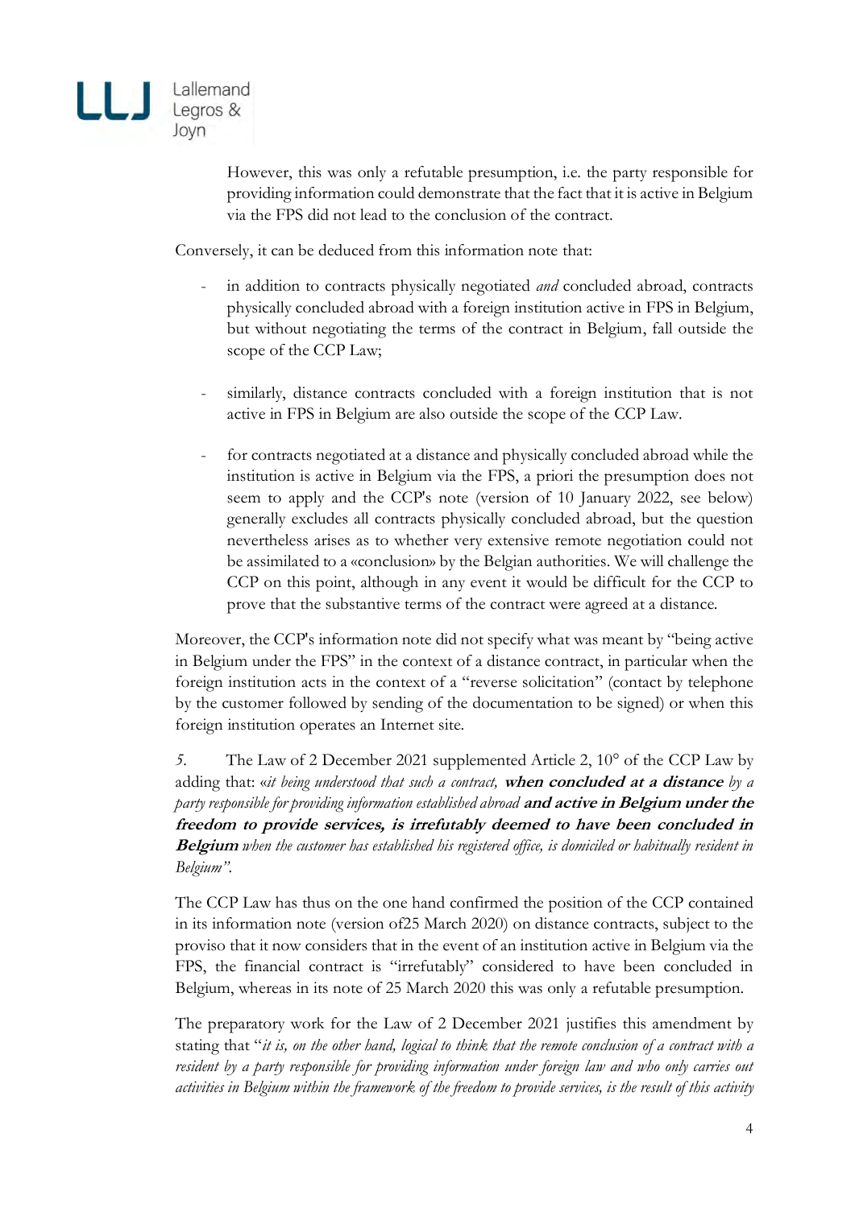However, this was only a refutable presumption, i.e. the party responsible for providing information could demonstrate that the fact that it is active in Belgium via the FPS did not lead to the conclusion of the contract.

Conversely, it can be deduced from this information note that:

- in addition to contracts physically negotiated *and* concluded abroad, contracts physically concluded abroad with a foreign institution active in FPS in Belgium, but without negotiating the terms of the contract in Belgium, fall outside the scope of the CCP Law;

- similarly, distance contracts concluded with a foreign institution that is not active in FPS in Belgium are also outside the scope of the CCP Law.

- for contracts negotiated at a distance and physically concluded abroad while the institution is active in Belgium via the FPS, a priori the presumption does not seem to apply and the CCP's note (version of 10 January 2022, see below) generally excludes all contracts physically concluded abroad, but the question nevertheless arises as to whether very extensive remote negotiation could not be assimilated to a «conclusion» by the Belgian authorities. We will challenge the CCP on this point, although in any event it would be difficult for the CCP to prove that the substantive terms of the contract were agreed at a distance.

Moreover, the CCP's information note did not specify what was meant by "being active in Belgium under the FPS" in the context of a distance contract, in particular when the foreign institution acts in the context of a "reverse solicitation" (contact by telephone by the customer followed by sending of the documentation to be signed) or when this foreign institution operates an Internet site.

*5.* The Law of 2 December 2021 supplemented Article 2, 10° of the CCP Law by adding that: «*it being understood that such a contract,* ***when concluded at a distance*** *by a party responsible for providing information established abroad* ***and active in Belgium under the freedom to provide services, is irrefutably deemed to have been concluded in Belgium*** *when the customer has established his registered office, is domiciled or habitually resident in Belgium".*

The CCP Law has thus on the one hand confirmed the position of the CCP contained in its information note (version of25 March 2020) on distance contracts, subject to the proviso that it now considers that in the event of an institution active in Belgium via the FPS, the financial contract is "irrefutably" considered to have been concluded in Belgium, whereas in its note of 25 March 2020 this was only a refutable presumption.

The preparatory work for the Law of 2 December 2021 justifies this amendment by stating that "*it is, on the other hand, logical to think that the remote conclusion of a contract with a resident by a party responsible for providing information under foreign law and who only carries out activities in Belgium within the framework of the freedom to provide services, is the result of this activity*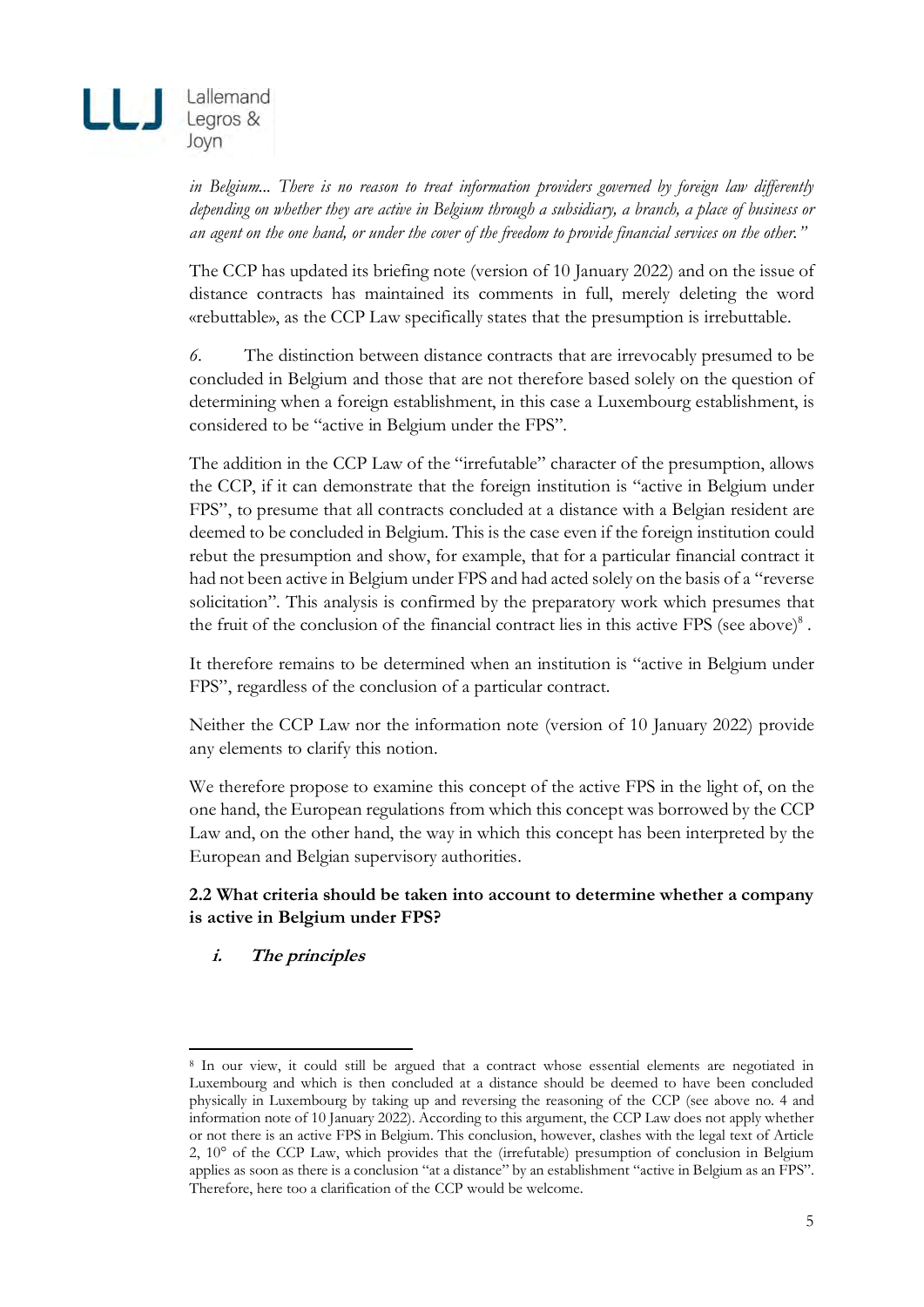*in Belgium... There is no reason to treat information providers governed by foreign law differently depending on whether they are active in Belgium through a subsidiary, a branch, a place of business or an agent on the one hand, or under the cover of the freedom to provide financial services on the other."*

The CCP has updated its briefing note (version of 10 January 2022) and on the issue of distance contracts has maintained its comments in full, merely deleting the word «rebuttable», as the CCP Law specifically states that the presumption is irrebuttable.

*6.* The distinction between distance contracts that are irrevocably presumed to be concluded in Belgium and those that are not therefore based solely on the question of determining when a foreign establishment, in this case a Luxembourg establishment, is considered to be "active in Belgium under the FPS".

The addition in the CCP Law of the "irrefutable" character of the presumption, allows the CCP, if it can demonstrate that the foreign institution is "active in Belgium under FPS", to presume that all contracts concluded at a distance with a Belgian resident are deemed to be concluded in Belgium. This is the case even if the foreign institution could rebut the presumption and show, for example, that for a particular financial contract it had not been active in Belgium under FPS and had acted solely on the basis of a "reverse solicitation". This analysis is confirmed by the preparatory work which presumes that the fruit of the conclusion of the financial contract lies in this active FPS (see above)[8] .

It therefore remains to be determined when an institution is "active in Belgium under FPS", regardless of the conclusion of a particular contract.

Neither the CCP Law nor the information note (version of 10 January 2022) provide any elements to clarify this notion.

We therefore propose to examine this concept of the active FPS in the light of, on the one hand, the European regulations from which this concept was borrowed by the CCP Law and, on the other hand, the way in which this concept has been interpreted by the European and Belgian supervisory authorities.

**2.2 What criteria should be taken into account to determine whether a company is active in Belgium under FPS?**

***i. The principles***

[8] In our view, it could still be argued that a contract whose essential elements are negotiated in Luxembourg and which is then concluded at a distance should be deemed to have been concluded physically in Luxembourg by taking up and reversing the reasoning of the CCP (see above no. 4 and information note of 10 January 2022). According to this argument, the CCP Law does not apply whether or not there is an active FPS in Belgium. This conclusion, however, clashes with the legal text of Article 2, 10° of the CCP Law, which provides that the (irrefutable) presumption of conclusion in Belgium applies as soon as there is a conclusion "at a distance" by an establishment "active in Belgium as an FPS". Therefore, here too a clarification of the CCP would be welcome.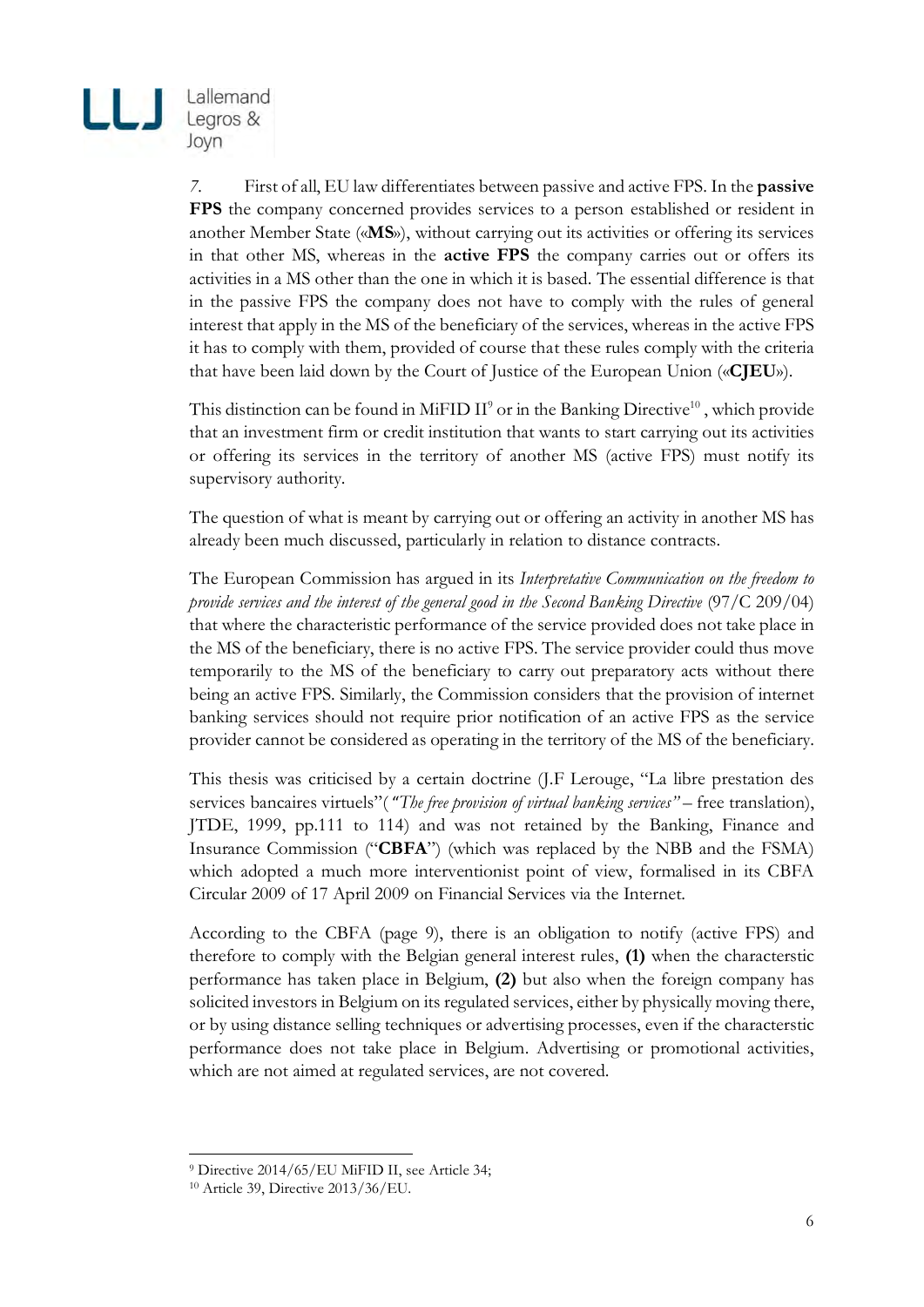7. First of all, EU law differentiates between passive and active FPS. In the **passive FPS** the company concerned provides services to a person established or resident in another Member State («**MS**»), without carrying out its activities or offering its services in that other MS, whereas in the **active FPS** the company carries out or offers its activities in a MS other than the one in which it is based. The essential difference is that in the passive FPS the company does not have to comply with the rules of general interest that apply in the MS of the beneficiary of the services, whereas in the active FPS it has to comply with them, provided of course that these rules comply with the criteria that have been laid down by the Court of Justice of the European Union («**CJEU**»).

This distinction can be found in MiFID II[9] or in the Banking Directive[10] , which provide that an investment firm or credit institution that wants to start carrying out its activities or offering its services in the territory of another MS (active FPS) must notify its supervisory authority.

The question of what is meant by carrying out or offering an activity in another MS has already been much discussed, particularly in relation to distance contracts.

The European Commission has argued in its *Interpretative Communication on the freedom to provide services and the interest of the general good in the Second Banking Directive* (97/C 209/04) that where the characteristic performance of the service provided does not take place in the MS of the beneficiary, there is no active FPS. The service provider could thus move temporarily to the MS of the beneficiary to carry out preparatory acts without there being an active FPS. Similarly, the Commission considers that the provision of internet banking services should not require prior notification of an active FPS as the service provider cannot be considered as operating in the territory of the MS of the beneficiary.

This thesis was criticised by a certain doctrine (J.F Lerouge, "La libre prestation des services bancaires virtuels"( *"The free provision of virtual banking services"* – free translation), JTDE, 1999, pp.111 to 114) and was not retained by the Banking, Finance and Insurance Commission ("**CBFA**") (which was replaced by the NBB and the FSMA) which adopted a much more interventionist point of view, formalised in its CBFA Circular 2009 of 17 April 2009 on Financial Services via the Internet.

According to the CBFA (page 9), there is an obligation to notify (active FPS) and therefore to comply with the Belgian general interest rules, **(1)** when the characterstic performance has taken place in Belgium, **(2)** but also when the foreign company has solicited investors in Belgium on its regulated services, either by physically moving there, or by using distance selling techniques or advertising processes, even if the characterstic performance does not take place in Belgium. Advertising or promotional activities, which are not aimed at regulated services, are not covered.

---

[9] Directive 2014/65/EU MiFID II, see Article 34;

[10] Article 39, Directive 2013/36/EU.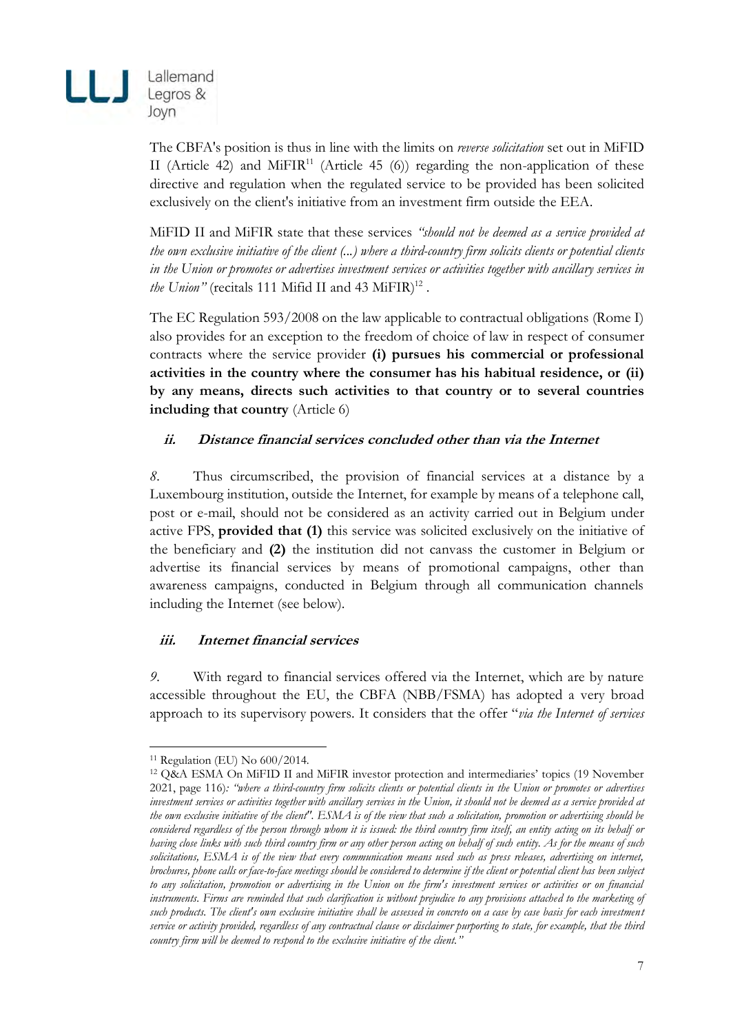The CBFA's position is thus in line with the limits on *reverse solicitation* set out in MiFID II (Article 42) and MiFIR[11] (Article 45 (6)) regarding the non-application of these directive and regulation when the regulated service to be provided has been solicited exclusively on the client's initiative from an investment firm outside the EEA.

MiFID II and MiFIR state that these services *"should not be deemed as a service provided at the own exclusive initiative of the client (...) where a third-country firm solicits clients or potential clients in the Union or promotes or advertises investment services or activities together with ancillary services in the Union"* (recitals 111 Mifid II and 43 MiFIR)[12] .

The EC Regulation 593/2008 on the law applicable to contractual obligations (Rome I) also provides for an exception to the freedom of choice of law in respect of consumer contracts where the service provider **(i) pursues his commercial or professional activities in the country where the consumer has his habitual residence, or (ii) by any means, directs such activities to that country or to several countries including that country** (Article 6)

### *ii. Distance financial services concluded other than via the Internet*

*8.* Thus circumscribed, the provision of financial services at a distance by a Luxembourg institution, outside the Internet, for example by means of a telephone call, post or e-mail, should not be considered as an activity carried out in Belgium under active FPS, **provided that (1)** this service was solicited exclusively on the initiative of the beneficiary and **(2)** the institution did not canvass the customer in Belgium or advertise its financial services by means of promotional campaigns, other than awareness campaigns, conducted in Belgium through all communication channels including the Internet (see below).

### *iii. Internet financial services*

*9.* With regard to financial services offered via the Internet, which are by nature accessible throughout the EU, the CBFA (NBB/FSMA) has adopted a very broad approach to its supervisory powers. It considers that the offer "*via the Internet of services*

---

[11] Regulation (EU) No 600/2014.

[12] Q&A ESMA On MiFID II and MiFIR investor protection and intermediaries' topics (19 November 2021, page 116)*: "where a third-country firm solicits clients or potential clients in the Union or promotes or advertises investment services or activities together with ancillary services in the Union, it should not be deemed as a service provided at the own exclusive initiative of the client". ESMA is of the view that such a solicitation, promotion or advertising should be considered regardless of the person through whom it is issued: the third country firm itself, an entity acting on its behalf or having close links with such third country firm or any other person acting on behalf of such entity. As for the means of such solicitations, ESMA is of the view that every communication means used such as press releases, advertising on internet, brochures, phone calls or face-to-face meetings should be considered to determine if the client or potential client has been subject to any solicitation, promotion or advertising in the Union on the firm's investment services or activities or on financial instruments. Firms are reminded that such clarification is without prejudice to any provisions attached to the marketing of such products. The client's own exclusive initiative shall be assessed in concreto on a case by case basis for each investment service or activity provided, regardless of any contractual clause or disclaimer purporting to state, for example, that the third country firm will be deemed to respond to the exclusive initiative of the client."*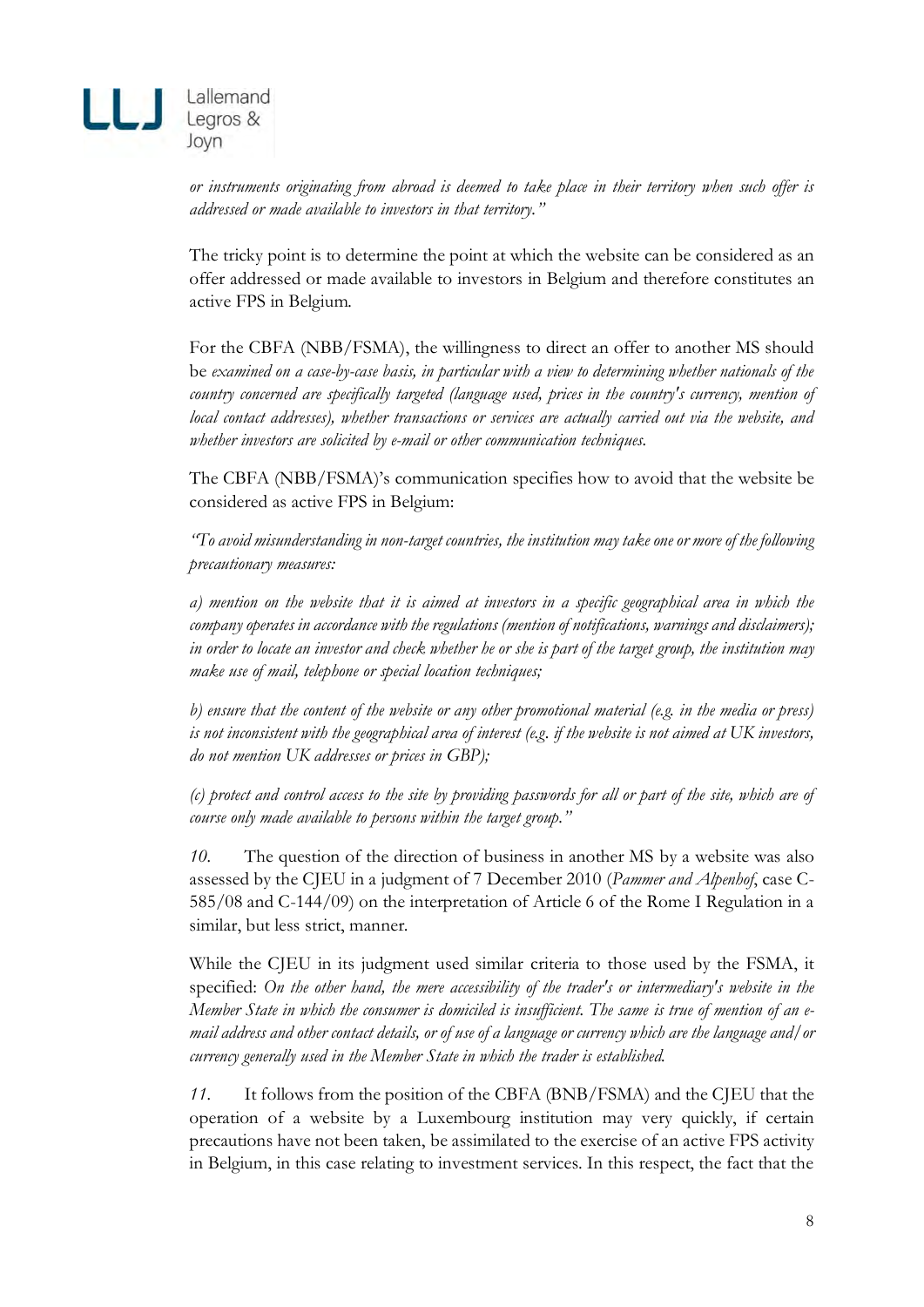*or instruments originating from abroad is deemed to take place in their territory when such offer is addressed or made available to investors in that territory."*

The tricky point is to determine the point at which the website can be considered as an offer addressed or made available to investors in Belgium and therefore constitutes an active FPS in Belgium.

For the CBFA (NBB/FSMA), the willingness to direct an offer to another MS should be *examined on a case-by-case basis, in particular with a view to determining whether nationals of the country concerned are specifically targeted (language used, prices in the country's currency, mention of local contact addresses), whether transactions or services are actually carried out via the website, and whether investors are solicited by e-mail or other communication techniques.*

The CBFA (NBB/FSMA)'s communication specifies how to avoid that the website be considered as active FPS in Belgium:

*"To avoid misunderstanding in non-target countries, the institution may take one or more of the following precautionary measures:*

*a) mention on the website that it is aimed at investors in a specific geographical area in which the company operates in accordance with the regulations (mention of notifications, warnings and disclaimers); in order to locate an investor and check whether he or she is part of the target group, the institution may make use of mail, telephone or special location techniques;*

*b) ensure that the content of the website or any other promotional material (e.g. in the media or press) is not inconsistent with the geographical area of interest (e.g. if the website is not aimed at UK investors, do not mention UK addresses or prices in GBP);*

*(c) protect and control access to the site by providing passwords for all or part of the site, which are of course only made available to persons within the target group."*

*10.* The question of the direction of business in another MS by a website was also assessed by the CJEU in a judgment of 7 December 2010 (*Pammer and Alpenhof*, case C-585/08 and C-144/09) on the interpretation of Article 6 of the Rome I Regulation in a similar, but less strict, manner.

While the CJEU in its judgment used similar criteria to those used by the FSMA, it specified: *On the other hand, the mere accessibility of the trader's or intermediary's website in the Member State in which the consumer is domiciled is insufficient. The same is true of mention of an e-mail address and other contact details, or of use of a language or currency which are the language and/or currency generally used in the Member State in which the trader is established.*

*11.* It follows from the position of the CBFA (BNB/FSMA) and the CJEU that the operation of a website by a Luxembourg institution may very quickly, if certain precautions have not been taken, be assimilated to the exercise of an active FPS activity in Belgium, in this case relating to investment services. In this respect, the fact that the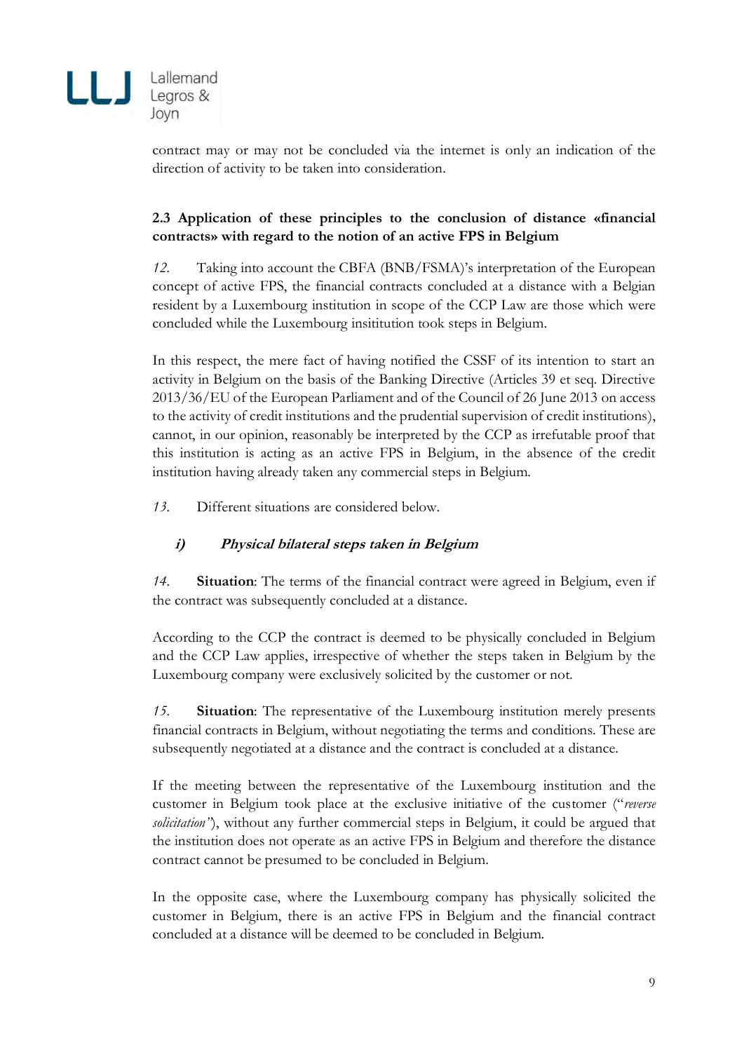contract may or may not be concluded via the internet is only an indication of the direction of activity to be taken into consideration.

### 2.3 Application of these principles to the conclusion of distance «financial contracts» with regard to the notion of an active FPS in Belgium

*12.* Taking into account the CBFA (BNB/FSMA)'s interpretation of the European concept of active FPS, the financial contracts concluded at a distance with a Belgian resident by a Luxembourg institution in scope of the CCP Law are those which were concluded while the Luxembourg insititution took steps in Belgium.

In this respect, the mere fact of having notified the CSSF of its intention to start an activity in Belgium on the basis of the Banking Directive (Articles 39 et seq. Directive 2013/36/EU of the European Parliament and of the Council of 26 June 2013 on access to the activity of credit institutions and the prudential supervision of credit institutions), cannot, in our opinion, reasonably be interpreted by the CCP as irrefutable proof that this institution is acting as an active FPS in Belgium, in the absence of the credit institution having already taken any commercial steps in Belgium.

*13.* Different situations are considered below.

#### *i) Physical bilateral steps taken in Belgium*

*14.* **Situation**: The terms of the financial contract were agreed in Belgium, even if the contract was subsequently concluded at a distance.

According to the CCP the contract is deemed to be physically concluded in Belgium and the CCP Law applies, irrespective of whether the steps taken in Belgium by the Luxembourg company were exclusively solicited by the customer or not.

*15.* **Situation**: The representative of the Luxembourg institution merely presents financial contracts in Belgium, without negotiating the terms and conditions. These are subsequently negotiated at a distance and the contract is concluded at a distance.

If the meeting between the representative of the Luxembourg institution and the customer in Belgium took place at the exclusive initiative of the customer ("*reverse solicitation*"), without any further commercial steps in Belgium, it could be argued that the institution does not operate as an active FPS in Belgium and therefore the distance contract cannot be presumed to be concluded in Belgium.

In the opposite case, where the Luxembourg company has physically solicited the customer in Belgium, there is an active FPS in Belgium and the financial contract concluded at a distance will be deemed to be concluded in Belgium.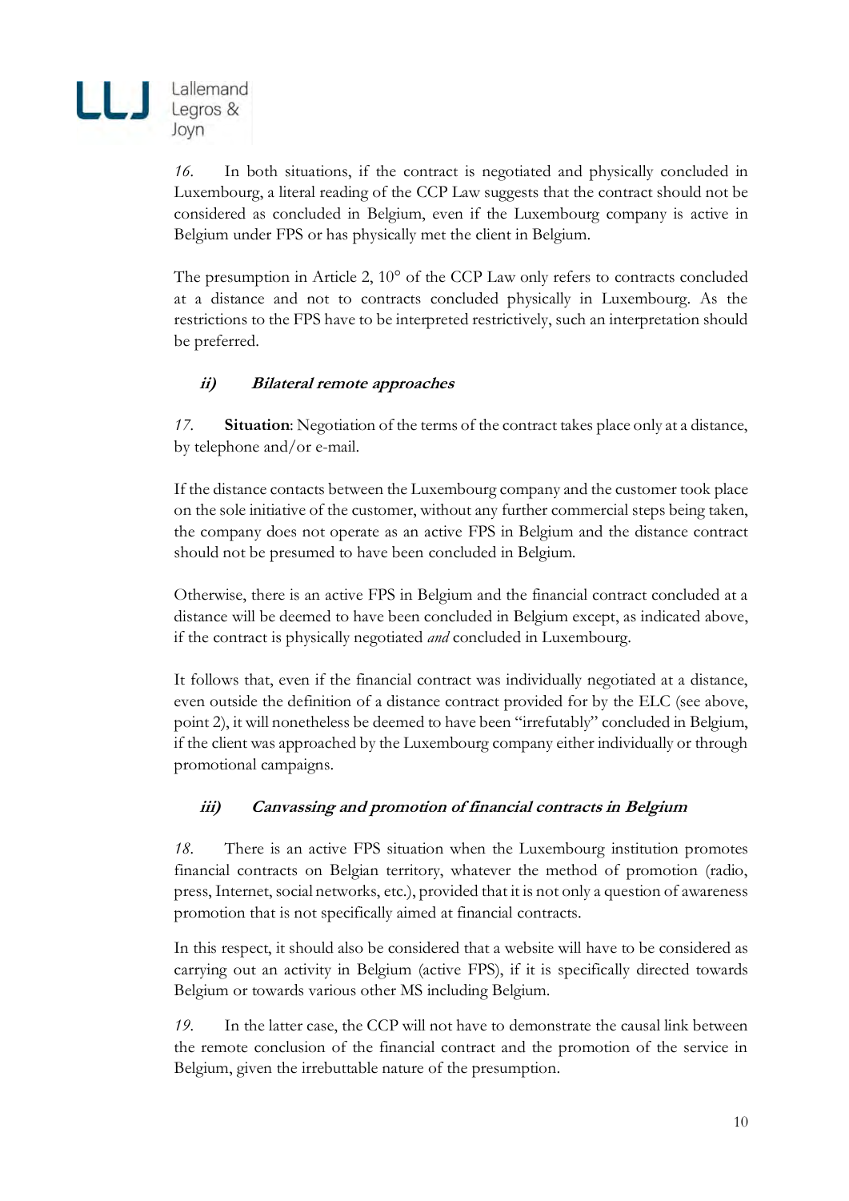*16.* In both situations, if the contract is negotiated and physically concluded in Luxembourg, a literal reading of the CCP Law suggests that the contract should not be considered as concluded in Belgium, even if the Luxembourg company is active in Belgium under FPS or has physically met the client in Belgium.

The presumption in Article 2, 10° of the CCP Law only refers to contracts concluded at a distance and not to contracts concluded physically in Luxembourg. As the restrictions to the FPS have to be interpreted restrictively, such an interpretation should be preferred.

### *ii) Bilateral remote approaches*

*17.* **Situation**: Negotiation of the terms of the contract takes place only at a distance, by telephone and/or e-mail.

If the distance contacts between the Luxembourg company and the customer took place on the sole initiative of the customer, without any further commercial steps being taken, the company does not operate as an active FPS in Belgium and the distance contract should not be presumed to have been concluded in Belgium.

Otherwise, there is an active FPS in Belgium and the financial contract concluded at a distance will be deemed to have been concluded in Belgium except, as indicated above, if the contract is physically negotiated *and* concluded in Luxembourg.

It follows that, even if the financial contract was individually negotiated at a distance, even outside the definition of a distance contract provided for by the ELC (see above, point 2), it will nonetheless be deemed to have been "irrefutably" concluded in Belgium, if the client was approached by the Luxembourg company either individually or through promotional campaigns.

### *iii) Canvassing and promotion of financial contracts in Belgium*

*18.* There is an active FPS situation when the Luxembourg institution promotes financial contracts on Belgian territory, whatever the method of promotion (radio, press, Internet, social networks, etc.), provided that it is not only a question of awareness promotion that is not specifically aimed at financial contracts.

In this respect, it should also be considered that a website will have to be considered as carrying out an activity in Belgium (active FPS), if it is specifically directed towards Belgium or towards various other MS including Belgium.

*19.* In the latter case, the CCP will not have to demonstrate the causal link between the remote conclusion of the financial contract and the promotion of the service in Belgium, given the irrebuttable nature of the presumption.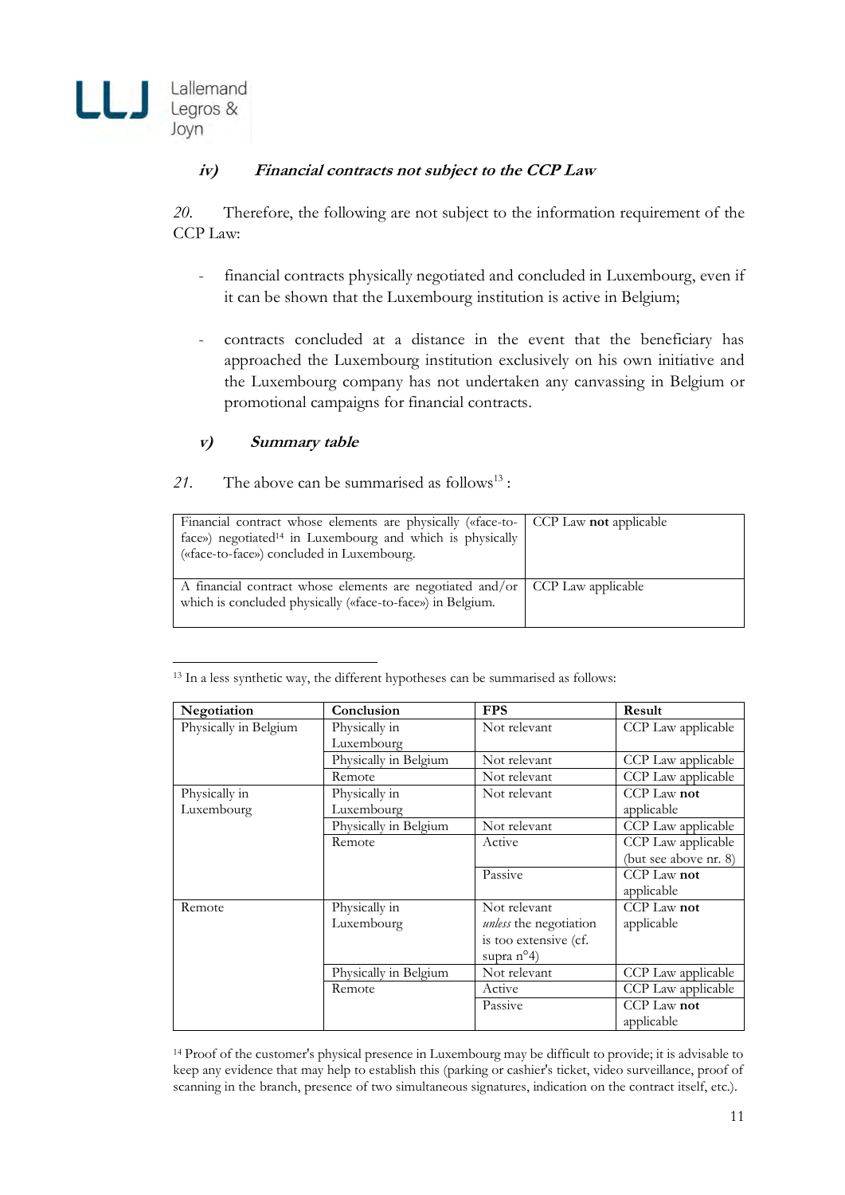### *iv) Financial contracts not subject to the CCP Law*

*20.* Therefore, the following are not subject to the information requirement of the CCP Law:

- financial contracts physically negotiated and concluded in Luxembourg, even if it can be shown that the Luxembourg institution is active in Belgium;

- contracts concluded at a distance in the event that the beneficiary has approached the Luxembourg institution exclusively on his own initiative and the Luxembourg company has not undertaken any canvassing in Belgium or promotional campaigns for financial contracts.

### *v) Summary table*

*21.* The above can be summarised as follows[13] :

| | |
|---|---|
| Financial contract whose elements are physically («face-to-face») negotiated[14] in Luxembourg and which is physically («face-to-face») concluded in Luxembourg. | CCP Law **not** applicable |
| A financial contract whose elements are negotiated and/or which is concluded physically («face-to-face») in Belgium. | CCP Law applicable |

[13] In a less synthetic way, the different hypotheses can be summarised as follows:

| **Negotiation** | **Conclusion** | **FPS** | **Result** |
|---|---|---|---|
| Physically in Belgium | Physically in Luxembourg | Not relevant | CCP Law applicable |
| | Physically in Belgium | Not relevant | CCP Law applicable |
| | Remote | Not relevant | CCP Law applicable |
| Physically in Luxembourg | Physically in Luxembourg | Not relevant | CCP Law **not** applicable |
| | Physically in Belgium | Not relevant | CCP Law applicable |
| | Remote | Active | CCP Law applicable (but see above nr. 8) |
| | | Passive | CCP Law **not** applicable |
| Remote | Physically in Luxembourg | Not relevant *unless* the negotiation is too extensive (cf. supra n°4) | CCP Law **not** applicable |
| | Physically in Belgium | Not relevant | CCP Law applicable |
| | Remote | Active | CCP Law applicable |
| | | Passive | CCP Law **not** applicable |

[14] Proof of the customer's physical presence in Luxembourg may be difficult to provide; it is advisable to keep any evidence that may help to establish this (parking or cashier's ticket, video surveillance, proof of scanning in the branch, presence of two simultaneous signatures, indication on the contract itself, etc.).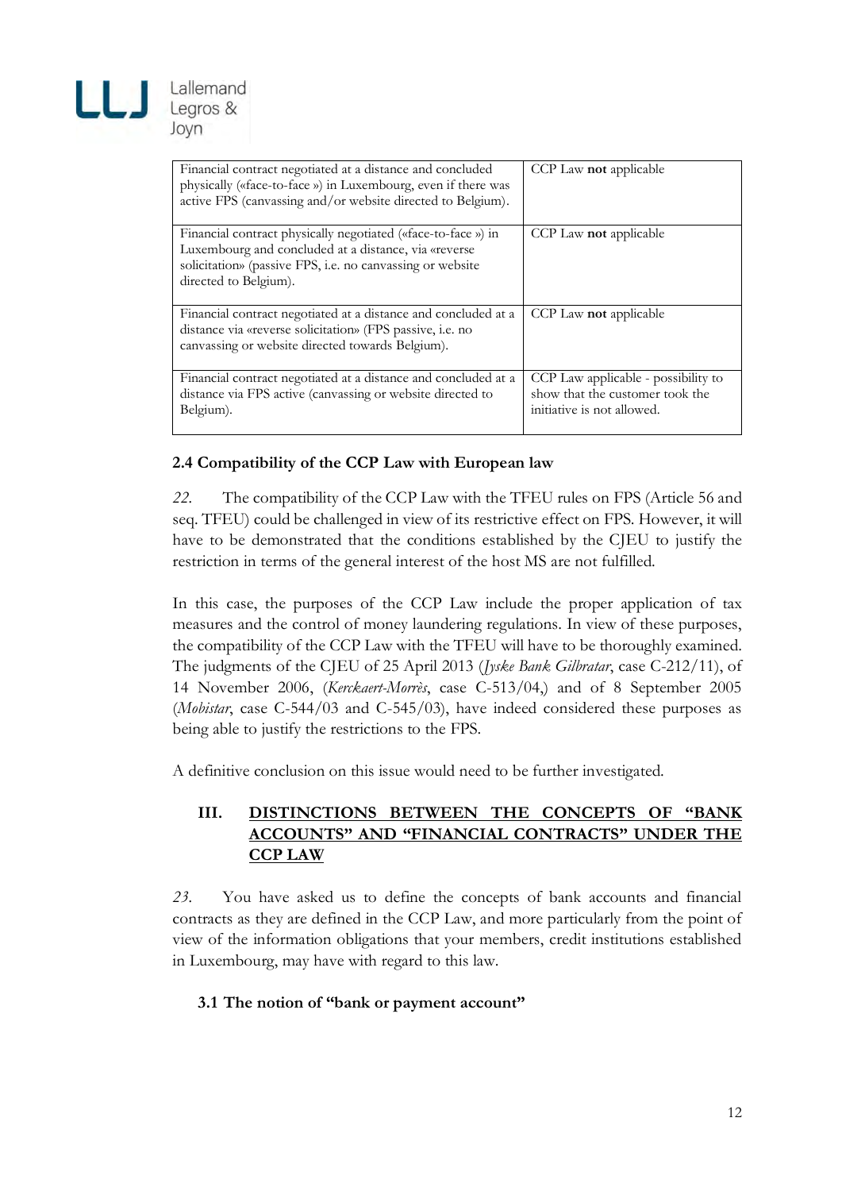| Financial contract negotiated at a distance and concluded physically («face-to-face ») in Luxembourg, even if there was active FPS (canvassing and/or website directed to Belgium). | CCP Law **not** applicable |
|---|---|
| Financial contract physically negotiated («face-to-face ») in Luxembourg and concluded at a distance, via «reverse solicitation» (passive FPS, i.e. no canvassing or website directed to Belgium). | CCP Law **not** applicable |
| Financial contract negotiated at a distance and concluded at a distance via «reverse solicitation» (FPS passive, i.e. no canvassing or website directed towards Belgium). | CCP Law **not** applicable |
| Financial contract negotiated at a distance and concluded at a distance via FPS active (canvassing or website directed to Belgium). | CCP Law applicable - possibility to show that the customer took the initiative is not allowed. |

### 2.4 Compatibility of the CCP Law with European law

*22.* The compatibility of the CCP Law with the TFEU rules on FPS (Article 56 and seq. TFEU) could be challenged in view of its restrictive effect on FPS. However, it will have to be demonstrated that the conditions established by the CJEU to justify the restriction in terms of the general interest of the host MS are not fulfilled.

In this case, the purposes of the CCP Law include the proper application of tax measures and the control of money laundering regulations. In view of these purposes, the compatibility of the CCP Law with the TFEU will have to be thoroughly examined. The judgments of the CJEU of 25 April 2013 (*Jyske Bank Gilbratar*, case C-212/11), of 14 November 2006, (*Kerckaert-Morrès*, case C-513/04,) and of 8 September 2005 (*Mobistar*, case C-544/03 and C-545/03), have indeed considered these purposes as being able to justify the restrictions to the FPS.

A definitive conclusion on this issue would need to be further investigated.

## III. DISTINCTIONS BETWEEN THE CONCEPTS OF "BANK ACCOUNTS" AND "FINANCIAL CONTRACTS" UNDER THE CCP LAW

*23.* You have asked us to define the concepts of bank accounts and financial contracts as they are defined in the CCP Law, and more particularly from the point of view of the information obligations that your members, credit institutions established in Luxembourg, may have with regard to this law.

### 3.1 The notion of "bank or payment account"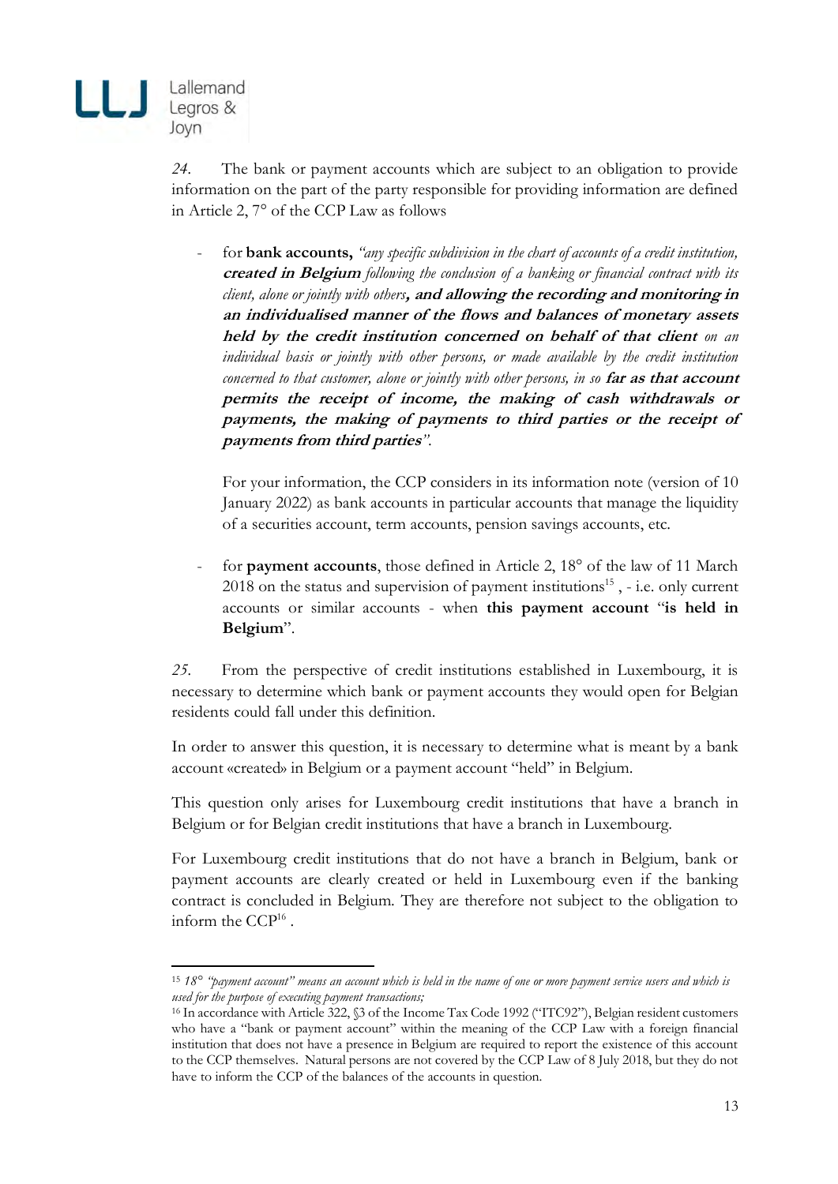*24.* The bank or payment accounts which are subject to an obligation to provide information on the part of the party responsible for providing information are defined in Article 2, 7° of the CCP Law as follows

- for **bank accounts,** *"any specific subdivision in the chart of accounts of a credit institution,* ***created in Belgium*** *following the conclusion of a banking or financial contract with its client, alone or jointly with others****, and allowing the recording and monitoring in an individualised manner of the flows and balances of monetary assets held by the credit institution concerned on behalf of that client*** *on an individual basis or jointly with other persons, or made available by the credit institution concerned to that customer, alone or jointly with other persons, in so* ***far as that account permits the receipt of income, the making of cash withdrawals or payments, the making of payments to third parties or the receipt of payments from third parties****"*.

  For your information, the CCP considers in its information note (version of 10 January 2022) as bank accounts in particular accounts that manage the liquidity of a securities account, term accounts, pension savings accounts, etc.

- for **payment accounts**, those defined in Article 2, 18° of the law of 11 March 2018 on the status and supervision of payment institutions[15] , - i.e. only current accounts or similar accounts - when **this payment account** "**is held in Belgium**".

*25.* From the perspective of credit institutions established in Luxembourg, it is necessary to determine which bank or payment accounts they would open for Belgian residents could fall under this definition.

In order to answer this question, it is necessary to determine what is meant by a bank account «created» in Belgium or a payment account "held" in Belgium.

This question only arises for Luxembourg credit institutions that have a branch in Belgium or for Belgian credit institutions that have a branch in Luxembourg.

For Luxembourg credit institutions that do not have a branch in Belgium, bank or payment accounts are clearly created or held in Luxembourg even if the banking contract is concluded in Belgium. They are therefore not subject to the obligation to inform the CCP[16] .

---

[15] *18° "payment account" means an account which is held in the name of one or more payment service users and which is used for the purpose of executing payment transactions;*

[16] In accordance with Article 322, §3 of the Income Tax Code 1992 ("ITC92"), Belgian resident customers who have a "bank or payment account" within the meaning of the CCP Law with a foreign financial institution that does not have a presence in Belgium are required to report the existence of this account to the CCP themselves. Natural persons are not covered by the CCP Law of 8 July 2018, but they do not have to inform the CCP of the balances of the accounts in question.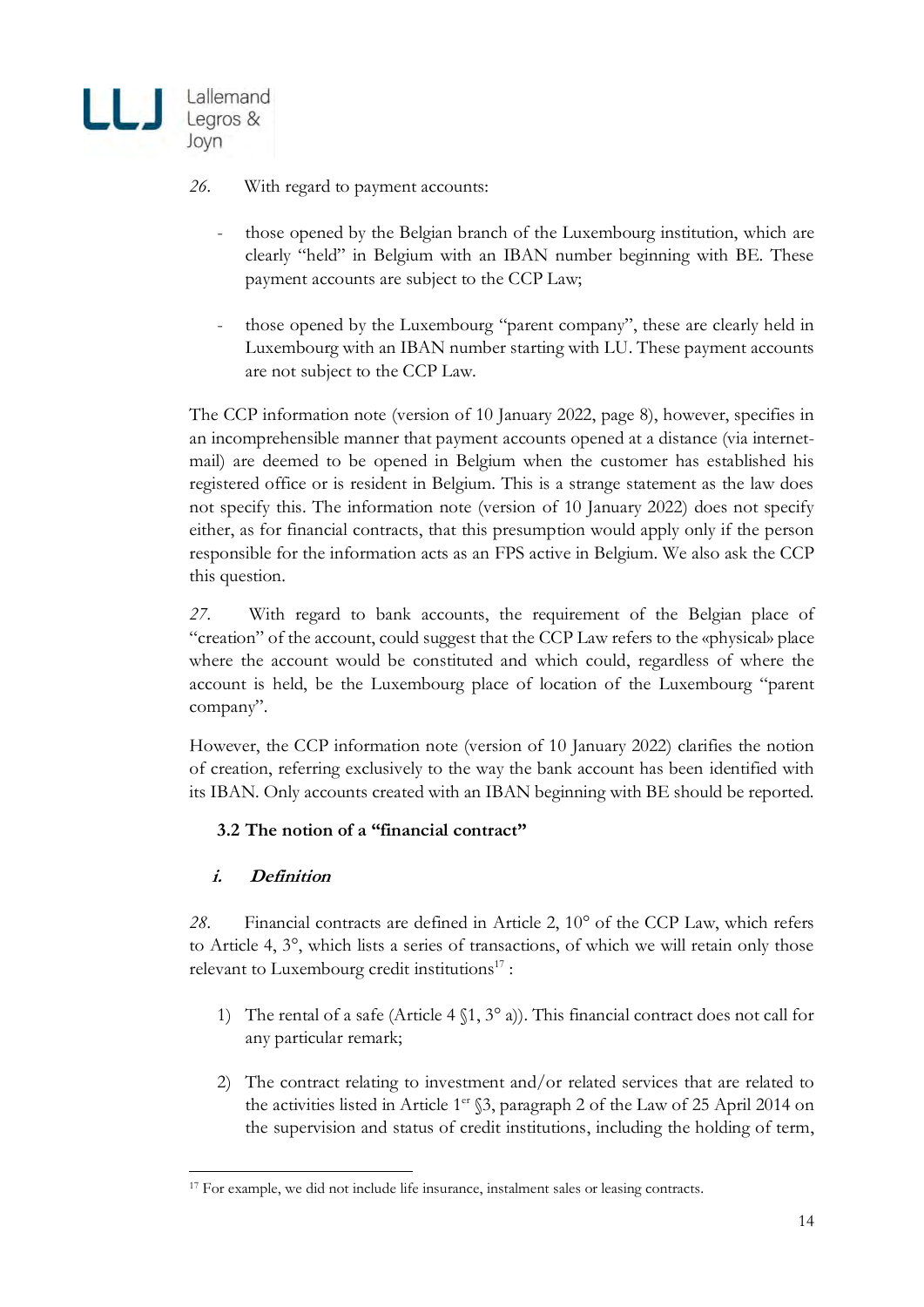*26.* With regard to payment accounts:

- those opened by the Belgian branch of the Luxembourg institution, which are clearly "held" in Belgium with an IBAN number beginning with BE. These payment accounts are subject to the CCP Law;

- those opened by the Luxembourg "parent company", these are clearly held in Luxembourg with an IBAN number starting with LU. These payment accounts are not subject to the CCP Law.

The CCP information note (version of 10 January 2022, page 8), however, specifies in an incomprehensible manner that payment accounts opened at a distance (via internet-mail) are deemed to be opened in Belgium when the customer has established his registered office or is resident in Belgium. This is a strange statement as the law does not specify this. The information note (version of 10 January 2022) does not specify either, as for financial contracts, that this presumption would apply only if the person responsible for the information acts as an FPS active in Belgium. We also ask the CCP this question.

*27.* With regard to bank accounts, the requirement of the Belgian place of "creation" of the account, could suggest that the CCP Law refers to the «physical» place where the account would be constituted and which could, regardless of where the account is held, be the Luxembourg place of location of the Luxembourg "parent company".

However, the CCP information note (version of 10 January 2022) clarifies the notion of creation, referring exclusively to the way the bank account has been identified with its IBAN. Only accounts created with an IBAN beginning with BE should be reported.

### 3.2 The notion of a "financial contract"

#### *i. Definition*

*28.* Financial contracts are defined in Article 2, 10° of the CCP Law, which refers to Article 4, 3°, which lists a series of transactions, of which we will retain only those relevant to Luxembourg credit institutions[17] :

1) The rental of a safe (Article 4 §1, 3° a)). This financial contract does not call for any particular remark;

2) The contract relating to investment and/or related services that are related to the activities listed in Article 1er §3, paragraph 2 of the Law of 25 April 2014 on the supervision and status of credit institutions, including the holding of term,

[17] For example, we did not include life insurance, instalment sales or leasing contracts.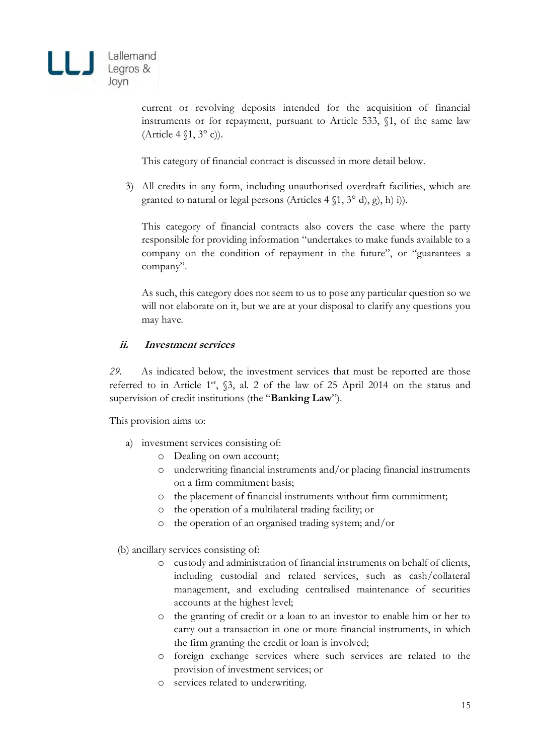current or revolving deposits intended for the acquisition of financial instruments or for repayment, pursuant to Article 533, §1, of the same law (Article 4 §1, 3° c)).

This category of financial contract is discussed in more detail below.

3) All credits in any form, including unauthorised overdraft facilities, which are granted to natural or legal persons (Articles 4 §1, 3° d), g), h) i)).

   This category of financial contracts also covers the case where the party responsible for providing information "undertakes to make funds available to a company on the condition of repayment in the future", or "guarantees a company".

   As such, this category does not seem to us to pose any particular question so we will not elaborate on it, but we are at your disposal to clarify any questions you may have.

### *ii. Investment services*

*29.* As indicated below, the investment services that must be reported are those referred to in Article 1er, §3, al. 2 of the law of 25 April 2014 on the status and supervision of credit institutions (the "**Banking Law**").

This provision aims to:

a) investment services consisting of:
   - Dealing on own account;
   - underwriting financial instruments and/or placing financial instruments on a firm commitment basis;
   - the placement of financial instruments without firm commitment;
   - the operation of a multilateral trading facility; or
   - the operation of an organised trading system; and/or

(b) ancillary services consisting of:
   - custody and administration of financial instruments on behalf of clients, including custodial and related services, such as cash/collateral management, and excluding centralised maintenance of securities accounts at the highest level;
   - the granting of credit or a loan to an investor to enable him or her to carry out a transaction in one or more financial instruments, in which the firm granting the credit or loan is involved;
   - foreign exchange services where such services are related to the provision of investment services; or
   - services related to underwriting.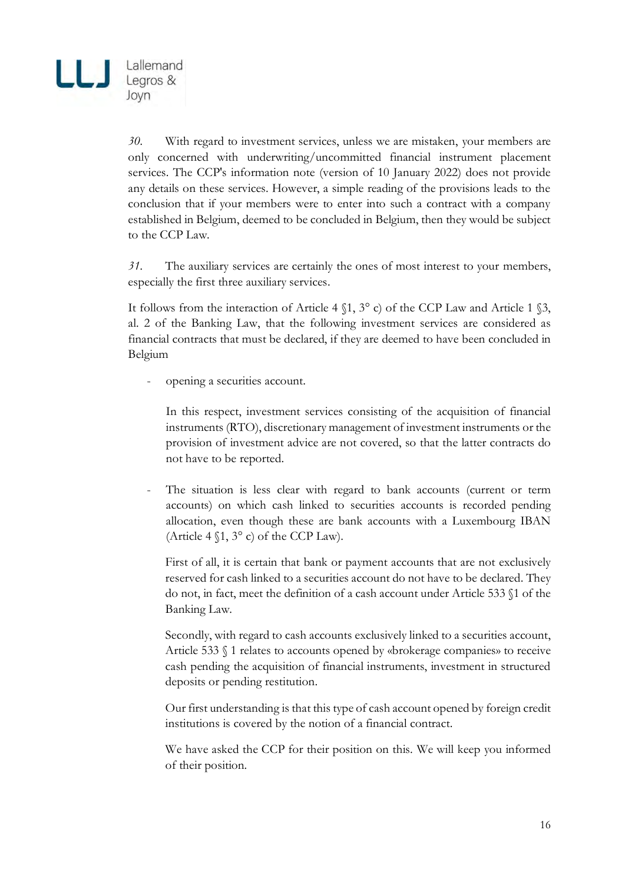*30.* With regard to investment services, unless we are mistaken, your members are only concerned with underwriting/uncommitted financial instrument placement services. The CCP's information note (version of 10 January 2022) does not provide any details on these services. However, a simple reading of the provisions leads to the conclusion that if your members were to enter into such a contract with a company established in Belgium, deemed to be concluded in Belgium, then they would be subject to the CCP Law.

*31.* The auxiliary services are certainly the ones of most interest to your members, especially the first three auxiliary services.

It follows from the interaction of Article 4 §1, 3° c) of the CCP Law and Article 1 §3, al. 2 of the Banking Law, that the following investment services are considered as financial contracts that must be declared, if they are deemed to have been concluded in Belgium

- opening a securities account.

  In this respect, investment services consisting of the acquisition of financial instruments (RTO), discretionary management of investment instruments or the provision of investment advice are not covered, so that the latter contracts do not have to be reported.

- The situation is less clear with regard to bank accounts (current or term accounts) on which cash linked to securities accounts is recorded pending allocation, even though these are bank accounts with a Luxembourg IBAN (Article 4 §1, 3° c) of the CCP Law).

  First of all, it is certain that bank or payment accounts that are not exclusively reserved for cash linked to a securities account do not have to be declared. They do not, in fact, meet the definition of a cash account under Article 533 §1 of the Banking Law.

  Secondly, with regard to cash accounts exclusively linked to a securities account, Article 533 § 1 relates to accounts opened by «brokerage companies» to receive cash pending the acquisition of financial instruments, investment in structured deposits or pending restitution.

  Our first understanding is that this type of cash account opened by foreign credit institutions is covered by the notion of a financial contract.

  We have asked the CCP for their position on this. We will keep you informed of their position.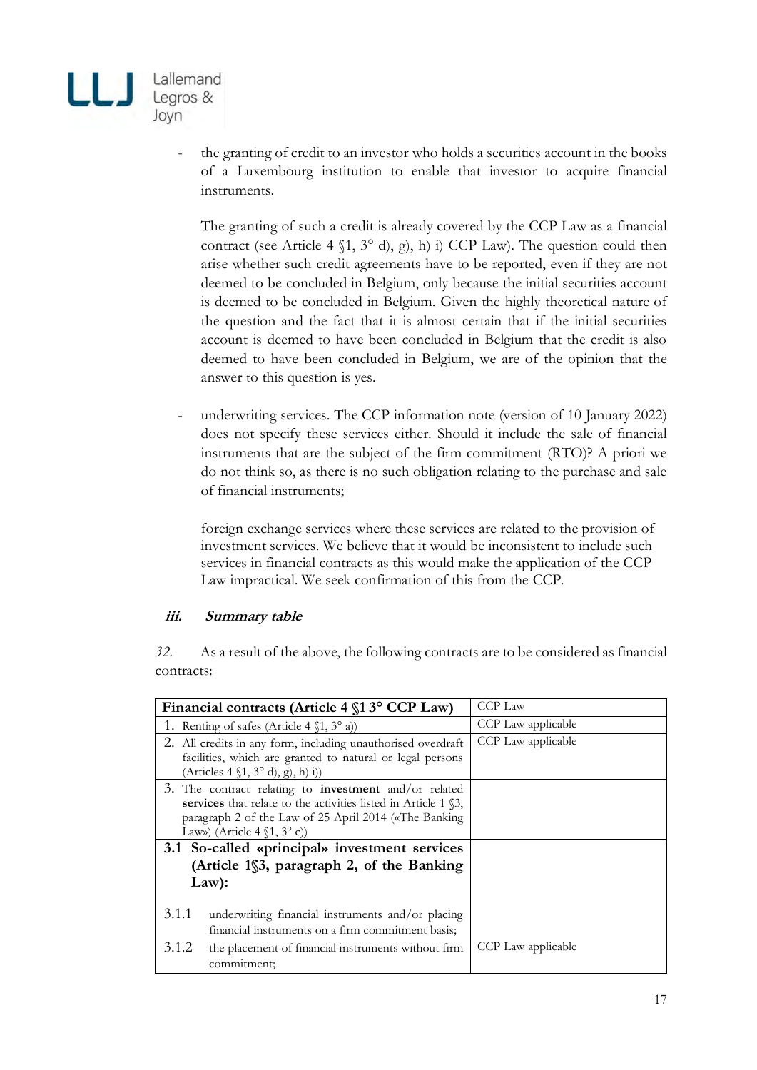- the granting of credit to an investor who holds a securities account in the books of a Luxembourg institution to enable that investor to acquire financial instruments.

  The granting of such a credit is already covered by the CCP Law as a financial contract (see Article 4 §1, 3° d), g), h) i) CCP Law). The question could then arise whether such credit agreements have to be reported, even if they are not deemed to be concluded in Belgium, only because the initial securities account is deemed to be concluded in Belgium. Given the highly theoretical nature of the question and the fact that it is almost certain that if the initial securities account is deemed to have been concluded in Belgium that the credit is also deemed to have been concluded in Belgium, we are of the opinion that the answer to this question is yes.

- underwriting services. The CCP information note (version of 10 January 2022) does not specify these services either. Should it include the sale of financial instruments that are the subject of the firm commitment (RTO)? A priori we do not think so, as there is no such obligation relating to the purchase and sale of financial instruments;

  foreign exchange services where these services are related to the provision of investment services. We believe that it would be inconsistent to include such services in financial contracts as this would make the application of the CCP Law impractical. We seek confirmation of this from the CCP.

#### *iii. Summary table*

*32.* As a result of the above, the following contracts are to be considered as financial contracts:

| **Financial contracts (Article 4 §1 3° CCP Law)** | CCP Law |
|---|---|
| 1. Renting of safes (Article 4 §1, 3° a)) | CCP Law applicable |
| 2. All credits in any form, including unauthorised overdraft facilities, which are granted to natural or legal persons (Articles 4 §1, 3° d), g), h) i)) | CCP Law applicable |
| 3. The contract relating to **investment** and/or related **services** that relate to the activities listed in Article 1 §3, paragraph 2 of the Law of 25 April 2014 («The Banking Law») (Article 4 §1, 3° c)) | |
| **3.1 So-called «principal» investment services (Article 1§3, paragraph 2, of the Banking Law):** | |
| 3.1.1 underwriting financial instruments and/or placing financial instruments on a firm commitment basis; | |
| 3.1.2 the placement of financial instruments without firm commitment; | CCP Law applicable |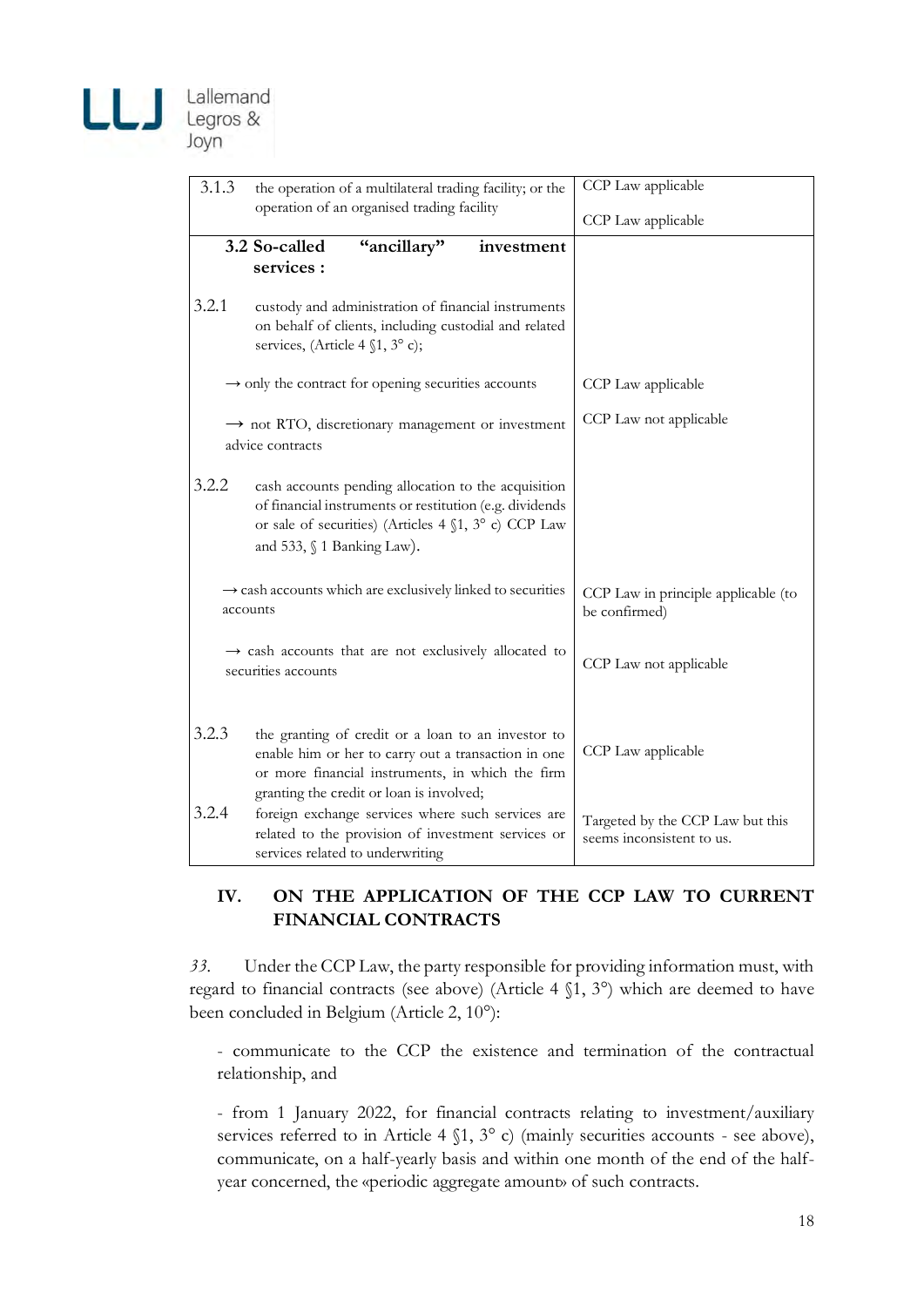| | |
|---|---|
| 3.1.3 the operation of a multilateral trading facility; or the operation of an organised trading facility | CCP Law applicable<br><br>CCP Law applicable |
| **3.2 So-called "ancillary" investment services :** | |
| 3.2.1 custody and administration of financial instruments on behalf of clients, including custodial and related services, (Article 4 §1, 3° c); | |
| → only the contract for opening securities accounts | CCP Law applicable |
| → not RTO, discretionary management or investment advice contracts | CCP Law not applicable |
| 3.2.2 cash accounts pending allocation to the acquisition of financial instruments or restitution (e.g. dividends or sale of securities) (Articles 4 §1, 3° c) CCP Law and 533, § 1 Banking Law). | |
| → cash accounts which are exclusively linked to securities accounts | CCP Law in principle applicable (to be confirmed) |
| → cash accounts that are not exclusively allocated to securities accounts | CCP Law not applicable |
| 3.2.3 the granting of credit or a loan to an investor to enable him or her to carry out a transaction in one or more financial instruments, in which the firm granting the credit or loan is involved; | CCP Law applicable |
| 3.2.4 foreign exchange services where such services are related to the provision of investment services or services related to underwriting | Targeted by the CCP Law but this seems inconsistent to us. |

## IV. ON THE APPLICATION OF THE CCP LAW TO CURRENT FINANCIAL CONTRACTS

*33.* Under the CCP Law, the party responsible for providing information must, with regard to financial contracts (see above) (Article 4 §1, 3°) which are deemed to have been concluded in Belgium (Article 2, 10°):

- communicate to the CCP the existence and termination of the contractual relationship, and

- from 1 January 2022, for financial contracts relating to investment/auxiliary services referred to in Article 4 §1, 3° c) (mainly securities accounts - see above), communicate, on a half-yearly basis and within one month of the end of the half-year concerned, the «periodic aggregate amount» of such contracts.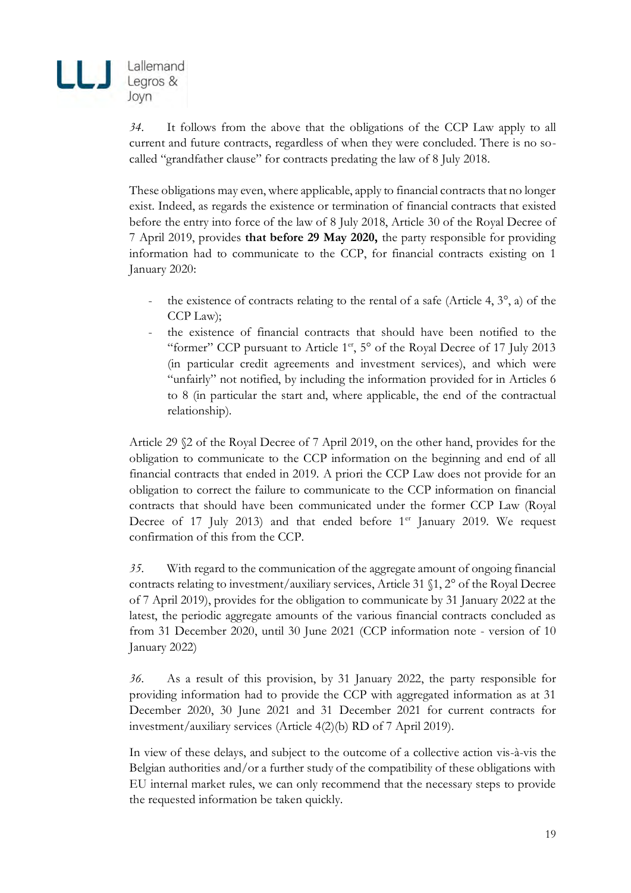*34.* It follows from the above that the obligations of the CCP Law apply to all current and future contracts, regardless of when they were concluded. There is no so-called "grandfather clause" for contracts predating the law of 8 July 2018.

These obligations may even, where applicable, apply to financial contracts that no longer exist. Indeed, as regards the existence or termination of financial contracts that existed before the entry into force of the law of 8 July 2018, Article 30 of the Royal Decree of 7 April 2019, provides **that before 29 May 2020,** the party responsible for providing information had to communicate to the CCP, for financial contracts existing on 1 January 2020:

- the existence of contracts relating to the rental of a safe (Article 4, 3°, a) of the CCP Law);
- the existence of financial contracts that should have been notified to the "former" CCP pursuant to Article 1er, 5° of the Royal Decree of 17 July 2013 (in particular credit agreements and investment services), and which were "unfairly" not notified, by including the information provided for in Articles 6 to 8 (in particular the start and, where applicable, the end of the contractual relationship).

Article 29 §2 of the Royal Decree of 7 April 2019, on the other hand, provides for the obligation to communicate to the CCP information on the beginning and end of all financial contracts that ended in 2019. A priori the CCP Law does not provide for an obligation to correct the failure to communicate to the CCP information on financial contracts that should have been communicated under the former CCP Law (Royal Decree of 17 July 2013) and that ended before 1er January 2019. We request confirmation of this from the CCP.

*35.* With regard to the communication of the aggregate amount of ongoing financial contracts relating to investment/auxiliary services, Article 31 §1, 2° of the Royal Decree of 7 April 2019), provides for the obligation to communicate by 31 January 2022 at the latest, the periodic aggregate amounts of the various financial contracts concluded as from 31 December 2020, until 30 June 2021 (CCP information note - version of 10 January 2022)

*36.* As a result of this provision, by 31 January 2022, the party responsible for providing information had to provide the CCP with aggregated information as at 31 December 2020, 30 June 2021 and 31 December 2021 for current contracts for investment/auxiliary services (Article 4(2)(b) RD of 7 April 2019).

In view of these delays, and subject to the outcome of a collective action vis-à-vis the Belgian authorities and/or a further study of the compatibility of these obligations with EU internal market rules, we can only recommend that the necessary steps to provide the requested information be taken quickly.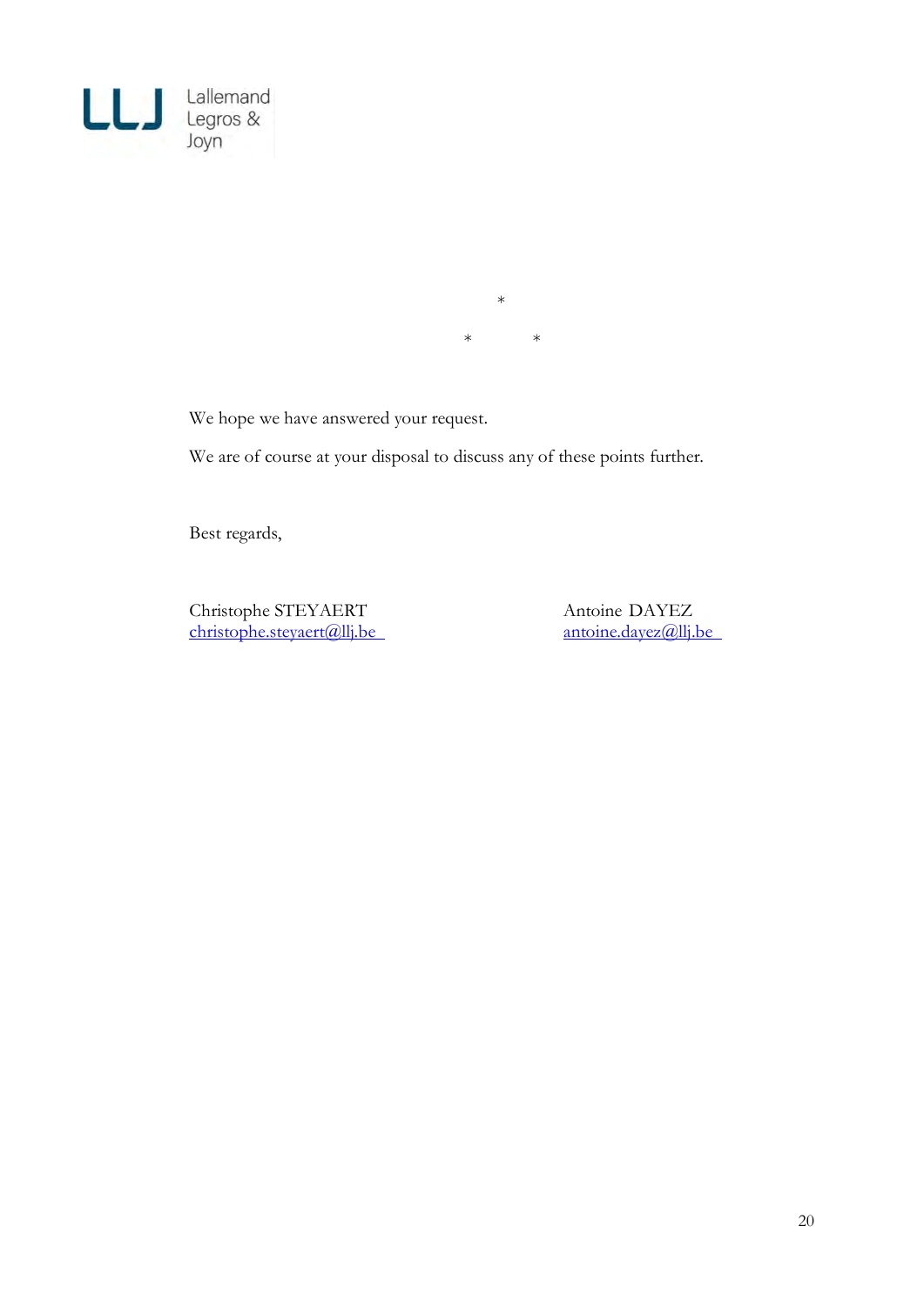*

\*            *

We hope we have answered your request.

We are of course at your disposal to discuss any of these points further.

Best regards,

Christophe STEYAERT
christophe.steyaert@llj.be

Antoine DAYEZ
antoine.dayez@llj.be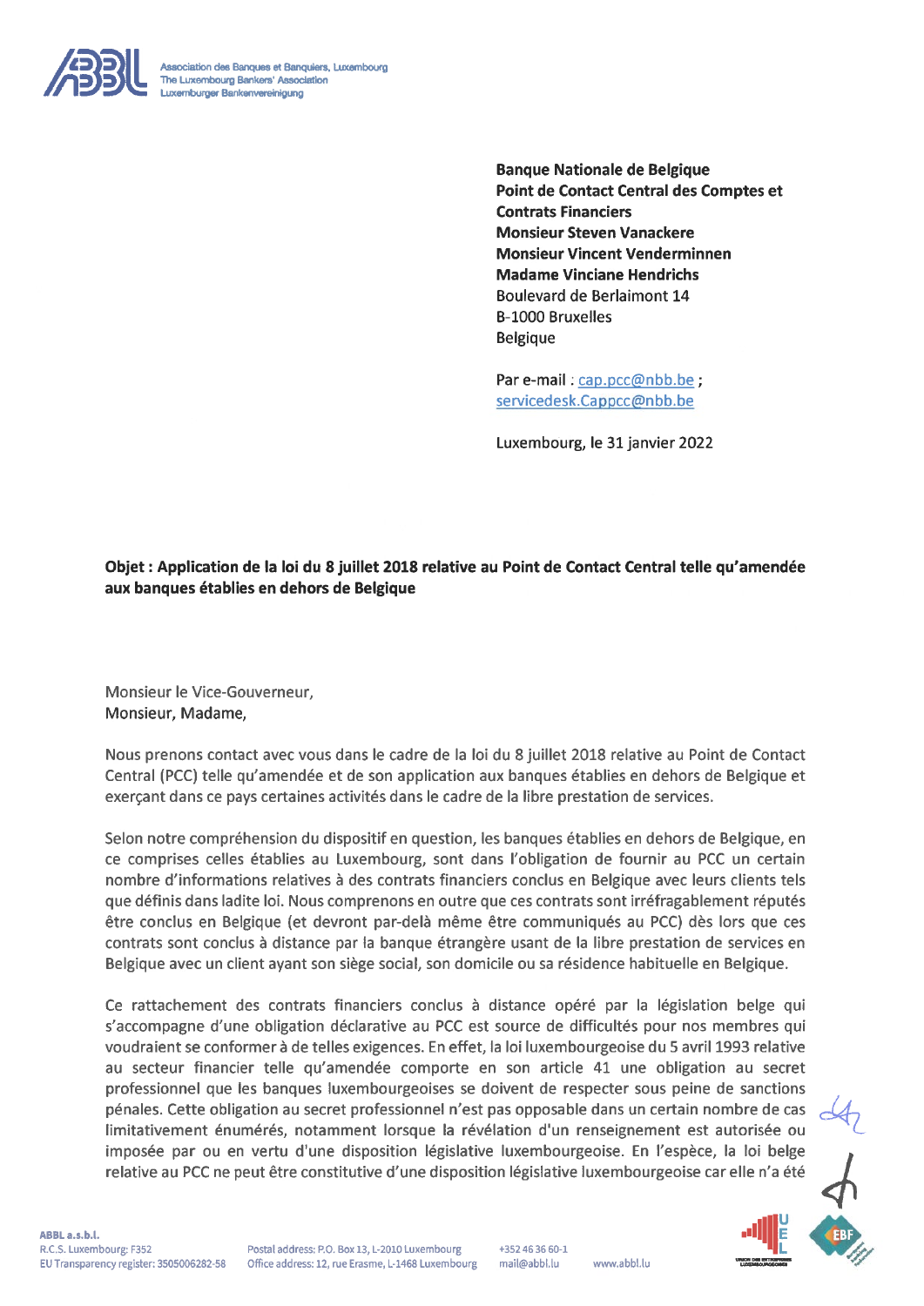Association des Banques et Banquiers, Luxembourg
The Luxembourg Bankers' Association
Luxemburger Bankenvereinigung

**Banque Nationale de Belgique**
**Point de Contact Central des Comptes et Contrats Financiers**
**Monsieur Steven Vanackere**
**Monsieur Vincent Venderminnen**
**Madame Vinciane Hendrichs**
Boulevard de Berlaimont 14
B-1000 Bruxelles
Belgique

Par e-mail : cap.pcc@nbb.be ; servicedesk.Cappcc@nbb.be

Luxembourg, le 31 janvier 2022

**Objet : Application de la loi du 8 juillet 2018 relative au Point de Contact Central telle qu'amendée aux banques établies en dehors de Belgique**

Monsieur le Vice-Gouverneur,
Monsieur, Madame,

Nous prenons contact avec vous dans le cadre de la loi du 8 juillet 2018 relative au Point de Contact Central (PCC) telle qu'amendée et de son application aux banques établies en dehors de Belgique et exerçant dans ce pays certaines activités dans le cadre de la libre prestation de services.

Selon notre compréhension du dispositif en question, les banques établies en dehors de Belgique, en ce comprises celles établies au Luxembourg, sont dans l'obligation de fournir au PCC un certain nombre d'informations relatives à des contrats financiers conclus en Belgique avec leurs clients tels que définis dans ladite loi. Nous comprenons en outre que ces contrats sont irréfragablement réputés être conclus en Belgique (et devront par-delà même être communiqués au PCC) dès lors que ces contrats sont conclus à distance par la banque étrangère usant de la libre prestation de services en Belgique avec un client ayant son siège social, son domicile ou sa résidence habituelle en Belgique.

Ce rattachement des contrats financiers conclus à distance opéré par la législation belge qui s'accompagne d'une obligation déclarative au PCC est source de difficultés pour nos membres qui voudraient se conformer à de telles exigences. En effet, la loi luxembourgeoise du 5 avril 1993 relative au secteur financier telle qu'amendée comporte en son article 41 une obligation au secret professionnel que les banques luxembourgeoises se doivent de respecter sous peine de sanctions pénales. Cette obligation au secret professionnel n'est pas opposable dans un certain nombre de cas limitativement énumérés, notamment lorsque la révélation d'un renseignement est autorisée ou imposée par ou en vertu d'une disposition législative luxembourgeoise. En l'espèce, la loi belge relative au PCC ne peut être constitutive d'une disposition législative luxembourgeoise car elle n'a été

ABBL a.s.b.l.
R.C.S. Luxembourg: F352
EU Transparency register: 3505006282-58

Postal address: P.O. Box 13, L-2010 Luxembourg
Office address: 12, rue Erasme, L-1468 Luxembourg

+352 46 36 60-1
mail@abbl.lu

www.abbl.lu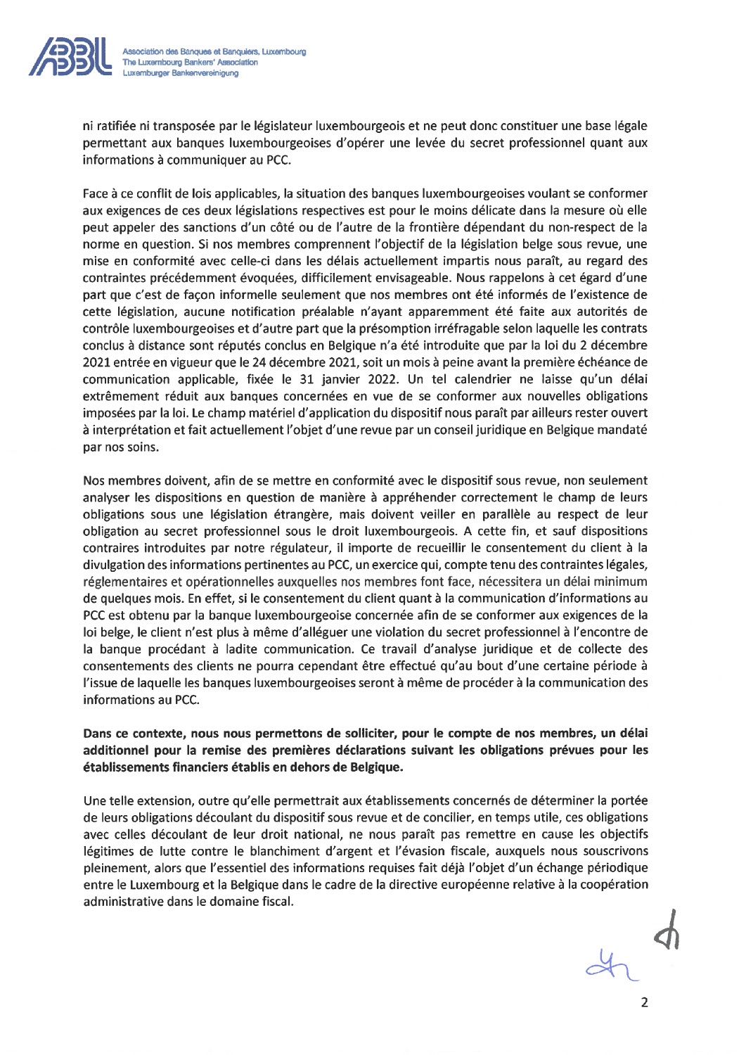ni ratifiée ni transposée par le législateur luxembourgeois et ne peut donc constituer une base légale permettant aux banques luxembourgeoises d'opérer une levée du secret professionnel quant aux informations à communiquer au PCC.

Face à ce conflit de lois applicables, la situation des banques luxembourgeoises voulant se conformer aux exigences de ces deux législations respectives est pour le moins délicate dans la mesure où elle peut appeler des sanctions d'un côté ou de l'autre de la frontière dépendant du non-respect de la norme en question. Si nos membres comprennent l'objectif de la législation belge sous revue, une mise en conformité avec celle-ci dans les délais actuellement impartis nous paraît, au regard des contraintes précédemment évoquées, difficilement envisageable. Nous rappelons à cet égard d'une part que c'est de façon informelle seulement que nos membres ont été informés de l'existence de cette législation, aucune notification préalable n'ayant apparemment été faite aux autorités de contrôle luxembourgeoises et d'autre part que la présomption irréfragable selon laquelle les contrats conclus à distance sont réputés conclus en Belgique n'a été introduite que par la loi du 2 décembre 2021 entrée en vigueur que le 24 décembre 2021, soit un mois à peine avant la première échéance de communication applicable, fixée le 31 janvier 2022. Un tel calendrier ne laisse qu'un délai extrêmement réduit aux banques concernées en vue de se conformer aux nouvelles obligations imposées par la loi. Le champ matériel d'application du dispositif nous paraît par ailleurs rester ouvert à interprétation et fait actuellement l'objet d'une revue par un conseil juridique en Belgique mandaté par nos soins.

Nos membres doivent, afin de se mettre en conformité avec le dispositif sous revue, non seulement analyser les dispositions en question de manière à appréhender correctement le champ de leurs obligations sous une législation étrangère, mais doivent veiller en parallèle au respect de leur obligation au secret professionnel sous le droit luxembourgeois. A cette fin, et sauf dispositions contraires introduites par notre régulateur, il importe de recueillir le consentement du client à la divulgation des informations pertinentes au PCC, un exercice qui, compte tenu des contraintes légales, réglementaires et opérationnelles auxquelles nos membres font face, nécessitera un délai minimum de quelques mois. En effet, si le consentement du client quant à la communication d'informations au PCC est obtenu par la banque luxembourgeoise concernée afin de se conformer aux exigences de la loi belge, le client n'est plus à même d'alléguer une violation du secret professionnel à l'encontre de la banque procédant à ladite communication. Ce travail d'analyse juridique et de collecte des consentements des clients ne pourra cependant être effectué qu'au bout d'une certaine période à l'issue de laquelle les banques luxembourgeoises seront à même de procéder à la communication des informations au PCC.

**Dans ce contexte, nous nous permettons de solliciter, pour le compte de nos membres, un délai additionnel pour la remise des premières déclarations suivant les obligations prévues pour les établissements financiers établis en dehors de Belgique.**

Une telle extension, outre qu'elle permettrait aux établissements concernés de déterminer la portée de leurs obligations découlant du dispositif sous revue et de concilier, en temps utile, ces obligations avec celles découlant de leur droit national, ne nous paraît pas remettre en cause les objectifs légitimes de lutte contre le blanchiment d'argent et l'évasion fiscale, auxquels nous souscrivons pleinement, alors que l'essentiel des informations requises fait déjà l'objet d'un échange périodique entre le Luxembourg et la Belgique dans le cadre de la directive européenne relative à la coopération administrative dans le domaine fiscal.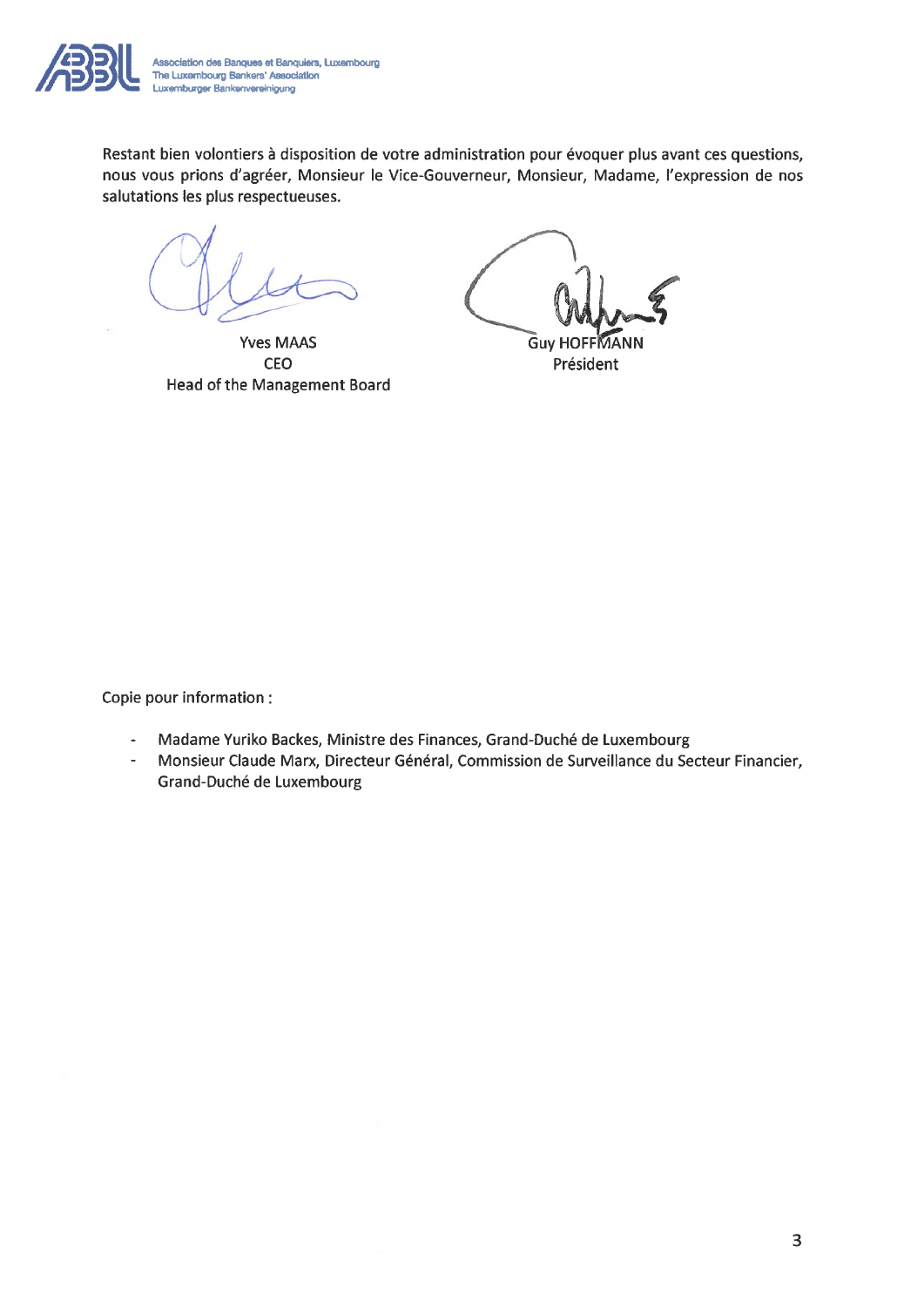Restant bien volontiers à disposition de votre administration pour évoquer plus avant ces questions, nous vous prions d'agréer, Monsieur le Vice-Gouverneur, Monsieur, Madame, l'expression de nos salutations les plus respectueuses.

Yves MAAS
CEO
Head of the Management Board

Guy HOFFMANN
Président

Copie pour information :

- Madame Yuriko Backes, Ministre des Finances, Grand-Duché de Luxembourg
- Monsieur Claude Marx, Directeur Général, Commission de Surveillance du Secteur Financier, Grand-Duché de Luxembourg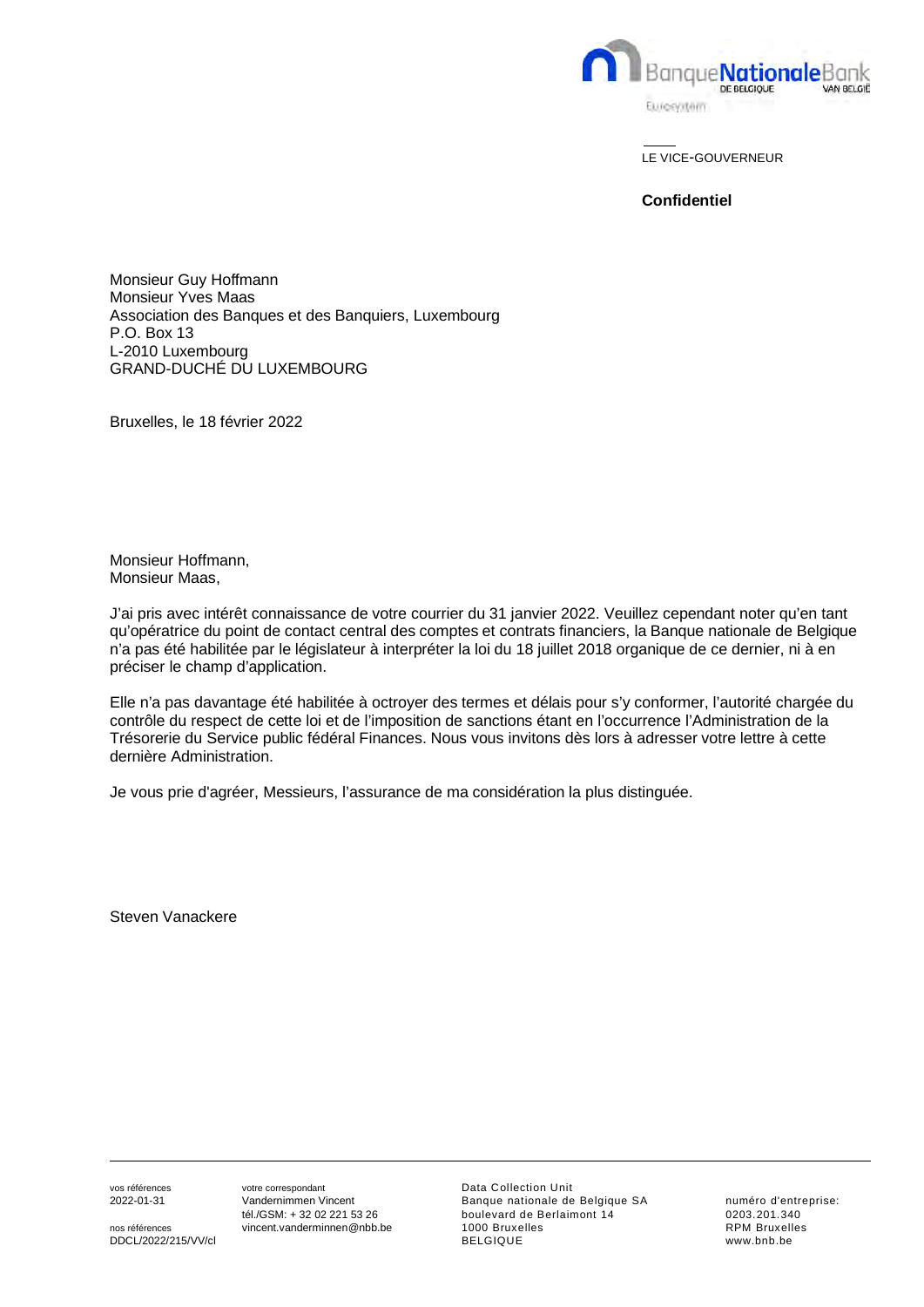LE VICE-GOUVERNEUR

**Confidentiel**

Monsieur Guy Hoffmann  
Monsieur Yves Maas  
Association des Banques et des Banquiers, Luxembourg  
P.O. Box 13  
L-2010 Luxembourg  
GRAND-DUCHÉ DU LUXEMBOURG

Bruxelles, le 18 février 2022

Monsieur Hoffmann,  
Monsieur Maas,

J'ai pris avec intérêt connaissance de votre courrier du 31 janvier 2022. Veuillez cependant noter qu'en tant qu'opératrice du point de contact central des comptes et contrats financiers, la Banque nationale de Belgique n'a pas été habilitée par le législateur à interpréter la loi du 18 juillet 2018 organique de ce dernier, ni à en préciser le champ d'application.

Elle n'a pas davantage été habilitée à octroyer des termes et délais pour s'y conformer, l'autorité chargée du contrôle du respect de cette loi et de l'imposition de sanctions étant en l'occurrence l'Administration de la Trésorerie du Service public fédéral Finances. Nous vous invitons dès lors à adresser votre lettre à cette dernière Administration.

Je vous prie d'agréer, Messieurs, l'assurance de ma considération la plus distinguée.

Steven Vanackere

---

vos références  
2022-01-31

nos références  
DDCL/2022/215/VV/cl

votre correspondant  
Vandernimmen Vincent  
tél./GSM: + 32 02 221 53 26  
vincent.vanderminnen@nbb.be

Data Collection Unit  
Banque nationale de Belgique SA  
boulevard de Berlaimont 14  
1000 Bruxelles  
BELGIQUE

numéro d'entreprise:  
0203.201.340  
RPM Bruxelles  
www.bnb.be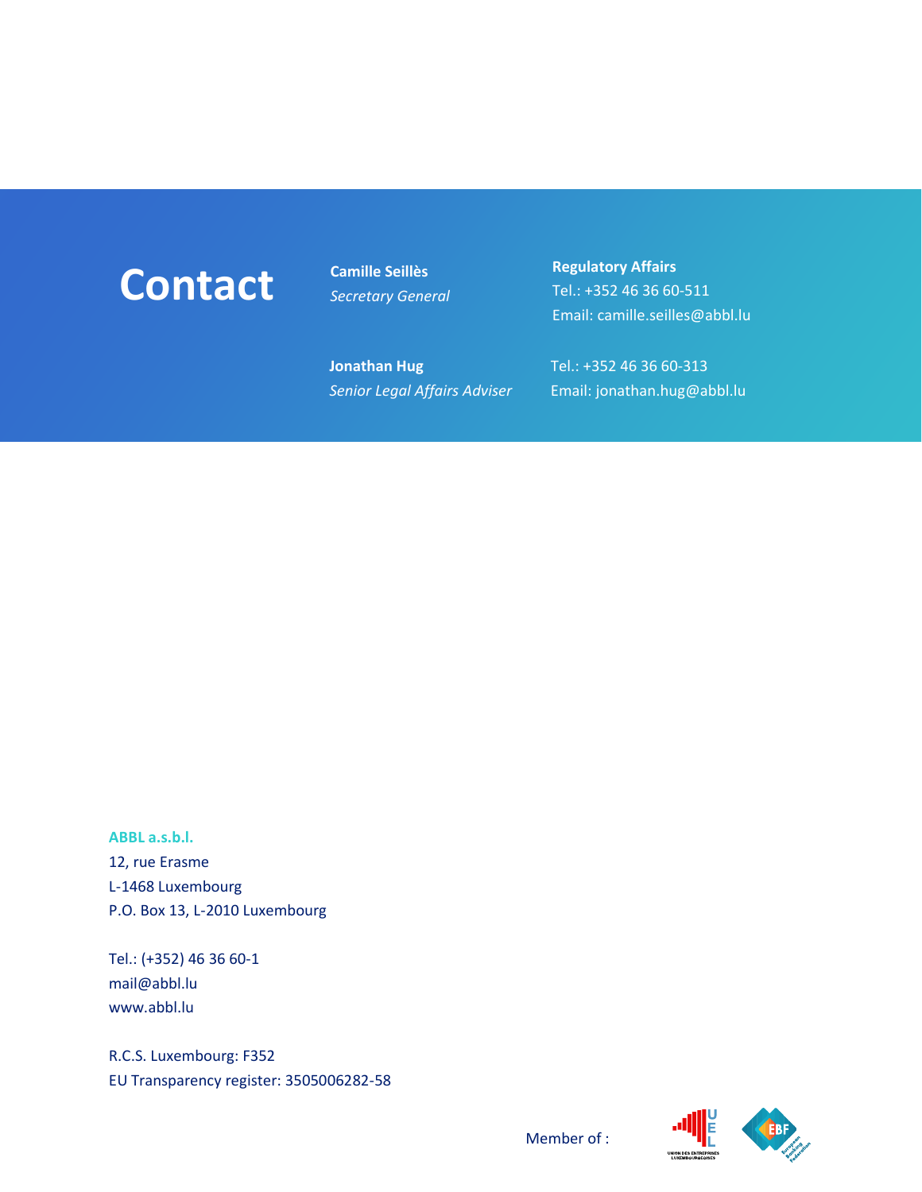# Contact

**Camille Seillès**
*Secretary General*

**Regulatory Affairs**
Tel.: +352 46 36 60-511
Email: camille.seilles@abbl.lu

**Jonathan Hug**
*Senior Legal Affairs Adviser*

Tel.: +352 46 36 60-313
Email: jonathan.hug@abbl.lu

**ABBL a.s.b.l.**
12, rue Erasme
L-1468 Luxembourg
P.O. Box 13, L-2010 Luxembourg

Tel.: (+352) 46 36 60-1
mail@abbl.lu
www.abbl.lu

R.C.S. Luxembourg: F352
EU Transparency register: 3505006282-58

Member of :